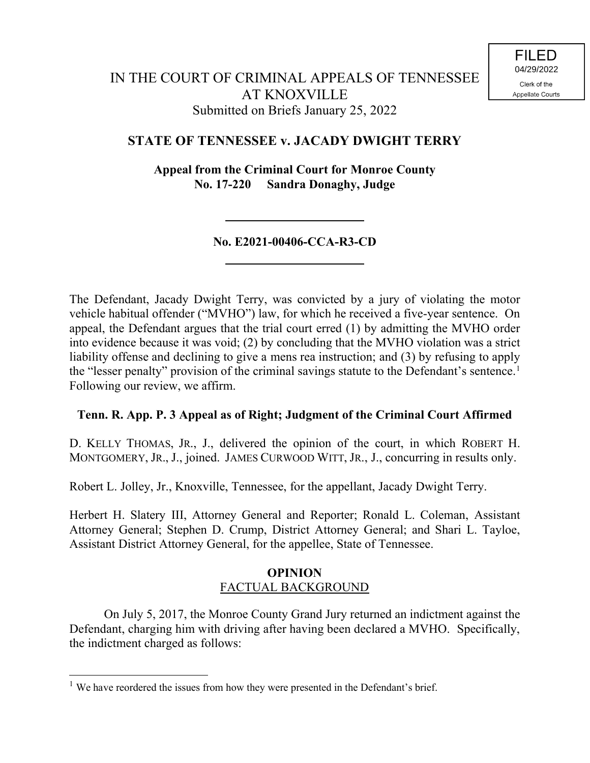FILED
04/29/2022
Clerk of the
Appellate Courts

# IN THE COURT OF CRIMINAL APPEALS OF TENNESSEE AT KNOXVILLE

Submitted on Briefs January 25, 2022

## STATE OF TENNESSEE v. JACADY DWIGHT TERRY

**Appeal from the Criminal Court for Monroe County**
**No. 17-220 Sandra Donaghy, Judge**

---

**No. E2021-00406-CCA-R3-CD**

---

The Defendant, Jacady Dwight Terry, was convicted by a jury of violating the motor vehicle habitual offender ("MVHO") law, for which he received a five-year sentence. On appeal, the Defendant argues that the trial court erred (1) by admitting the MVHO order into evidence because it was void; (2) by concluding that the MVHO violation was a strict liability offense and declining to give a mens rea instruction; and (3) by refusing to apply the "lesser penalty" provision of the criminal savings statute to the Defendant's sentence.[1] Following our review, we affirm.

**Tenn. R. App. P. 3 Appeal as of Right; Judgment of the Criminal Court Affirmed**

D. KELLY THOMAS, JR., J., delivered the opinion of the court, in which ROBERT H. MONTGOMERY, JR., J., joined. JAMES CURWOOD WITT, JR., J., concurring in results only.

Robert L. Jolley, Jr., Knoxville, Tennessee, for the appellant, Jacady Dwight Terry.

Herbert H. Slatery III, Attorney General and Reporter; Ronald L. Coleman, Assistant Attorney General; Stephen D. Crump, District Attorney General; and Shari L. Tayloe, Assistant District Attorney General, for the appellee, State of Tennessee.

## OPINION

### FACTUAL BACKGROUND

On July 5, 2017, the Monroe County Grand Jury returned an indictment against the Defendant, charging him with driving after having been declared a MVHO. Specifically, the indictment charged as follows:

---

[1] We have reordered the issues from how they were presented in the Defendant's brief.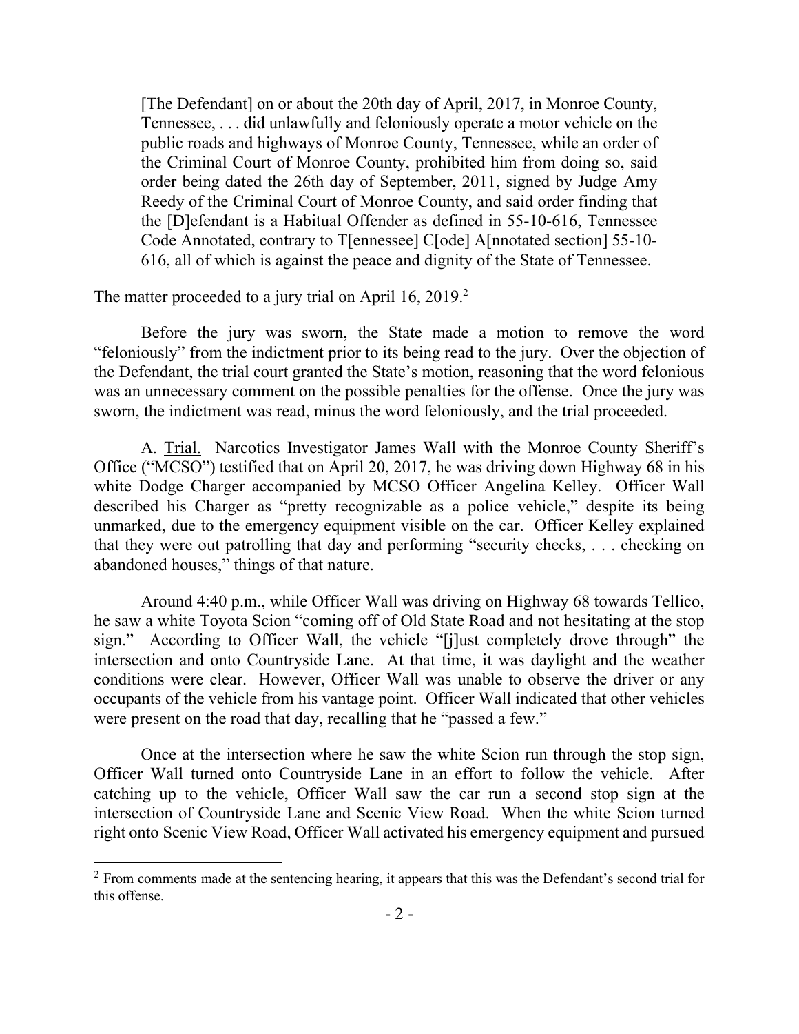> [The Defendant] on or about the 20th day of April, 2017, in Monroe County, Tennessee, . . . did unlawfully and feloniously operate a motor vehicle on the public roads and highways of Monroe County, Tennessee, while an order of the Criminal Court of Monroe County, prohibited him from doing so, said order being dated the 26th day of September, 2011, signed by Judge Amy Reedy of the Criminal Court of Monroe County, and said order finding that the [D]efendant is a Habitual Offender as defined in 55-10-616, Tennessee Code Annotated, contrary to T[ennessee] C[ode] A[nnotated section] 55-10-616, all of which is against the peace and dignity of the State of Tennessee.

The matter proceeded to a jury trial on April 16, 2019.[2]

Before the jury was sworn, the State made a motion to remove the word "feloniously" from the indictment prior to its being read to the jury. Over the objection of the Defendant, the trial court granted the State's motion, reasoning that the word felonious was an unnecessary comment on the possible penalties for the offense. Once the jury was sworn, the indictment was read, minus the word feloniously, and the trial proceeded.

A. Trial. Narcotics Investigator James Wall with the Monroe County Sheriff's Office ("MCSO") testified that on April 20, 2017, he was driving down Highway 68 in his white Dodge Charger accompanied by MCSO Officer Angelina Kelley. Officer Wall described his Charger as "pretty recognizable as a police vehicle," despite its being unmarked, due to the emergency equipment visible on the car. Officer Kelley explained that they were out patrolling that day and performing "security checks, . . . checking on abandoned houses," things of that nature.

Around 4:40 p.m., while Officer Wall was driving on Highway 68 towards Tellico, he saw a white Toyota Scion "coming off of Old State Road and not hesitating at the stop sign." According to Officer Wall, the vehicle "[j]ust completely drove through" the intersection and onto Countryside Lane. At that time, it was daylight and the weather conditions were clear. However, Officer Wall was unable to observe the driver or any occupants of the vehicle from his vantage point. Officer Wall indicated that other vehicles were present on the road that day, recalling that he "passed a few."

Once at the intersection where he saw the white Scion run through the stop sign, Officer Wall turned onto Countryside Lane in an effort to follow the vehicle. After catching up to the vehicle, Officer Wall saw the car run a second stop sign at the intersection of Countryside Lane and Scenic View Road. When the white Scion turned right onto Scenic View Road, Officer Wall activated his emergency equipment and pursued

[2] From comments made at the sentencing hearing, it appears that this was the Defendant's second trial for this offense.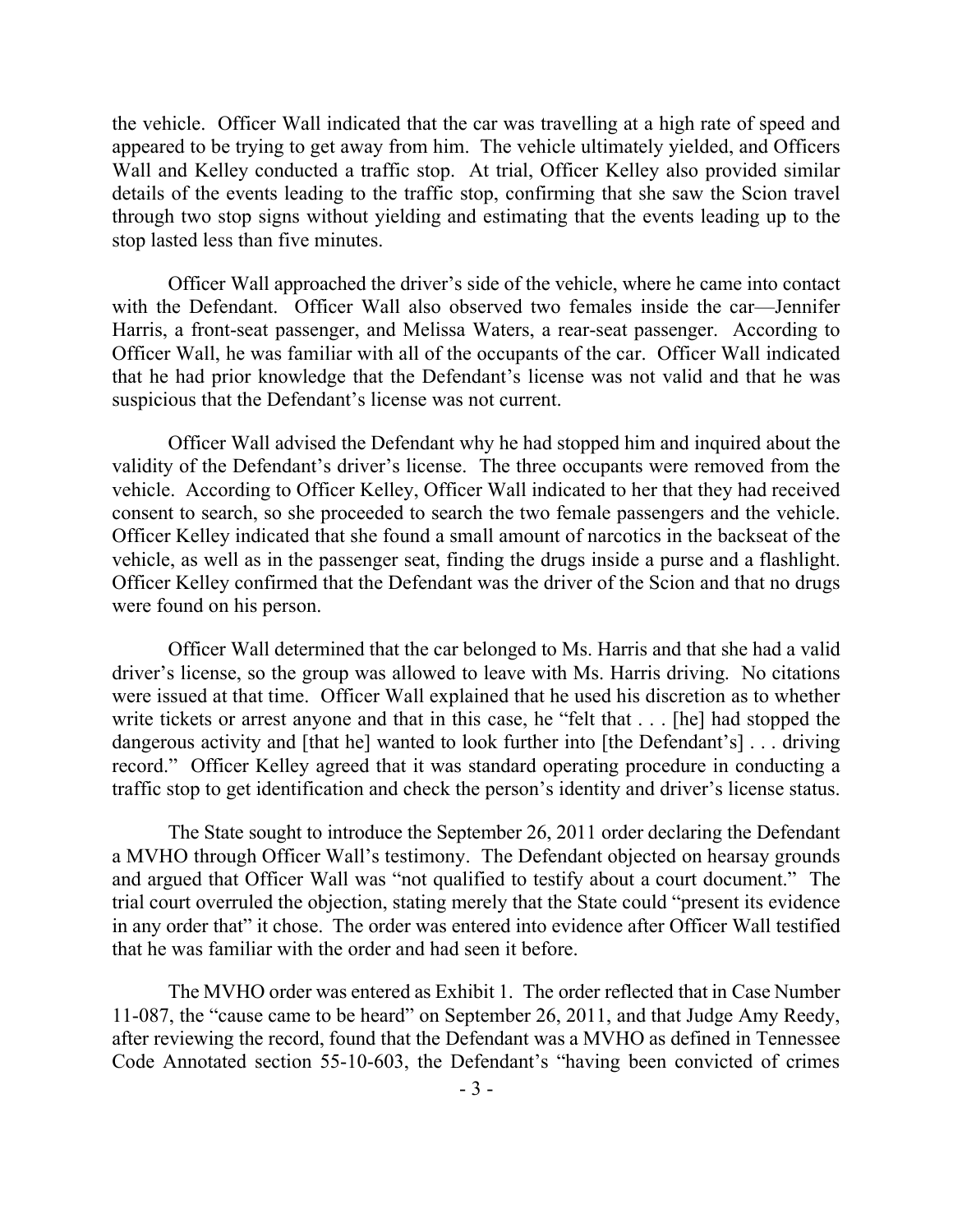the vehicle. Officer Wall indicated that the car was travelling at a high rate of speed and appeared to be trying to get away from him. The vehicle ultimately yielded, and Officers Wall and Kelley conducted a traffic stop. At trial, Officer Kelley also provided similar details of the events leading to the traffic stop, confirming that she saw the Scion travel through two stop signs without yielding and estimating that the events leading up to the stop lasted less than five minutes.

Officer Wall approached the driver's side of the vehicle, where he came into contact with the Defendant. Officer Wall also observed two females inside the car—Jennifer Harris, a front-seat passenger, and Melissa Waters, a rear-seat passenger. According to Officer Wall, he was familiar with all of the occupants of the car. Officer Wall indicated that he had prior knowledge that the Defendant's license was not valid and that he was suspicious that the Defendant's license was not current.

Officer Wall advised the Defendant why he had stopped him and inquired about the validity of the Defendant's driver's license. The three occupants were removed from the vehicle. According to Officer Kelley, Officer Wall indicated to her that they had received consent to search, so she proceeded to search the two female passengers and the vehicle. Officer Kelley indicated that she found a small amount of narcotics in the backseat of the vehicle, as well as in the passenger seat, finding the drugs inside a purse and a flashlight. Officer Kelley confirmed that the Defendant was the driver of the Scion and that no drugs were found on his person.

Officer Wall determined that the car belonged to Ms. Harris and that she had a valid driver's license, so the group was allowed to leave with Ms. Harris driving. No citations were issued at that time. Officer Wall explained that he used his discretion as to whether write tickets or arrest anyone and that in this case, he "felt that . . . [he] had stopped the dangerous activity and [that he] wanted to look further into [the Defendant's] . . . driving record." Officer Kelley agreed that it was standard operating procedure in conducting a traffic stop to get identification and check the person's identity and driver's license status.

The State sought to introduce the September 26, 2011 order declaring the Defendant a MVHO through Officer Wall's testimony. The Defendant objected on hearsay grounds and argued that Officer Wall was "not qualified to testify about a court document." The trial court overruled the objection, stating merely that the State could "present its evidence in any order that" it chose. The order was entered into evidence after Officer Wall testified that he was familiar with the order and had seen it before.

The MVHO order was entered as Exhibit 1. The order reflected that in Case Number 11-087, the "cause came to be heard" on September 26, 2011, and that Judge Amy Reedy, after reviewing the record, found that the Defendant was a MVHO as defined in Tennessee Code Annotated section 55-10-603, the Defendant's "having been convicted of crimes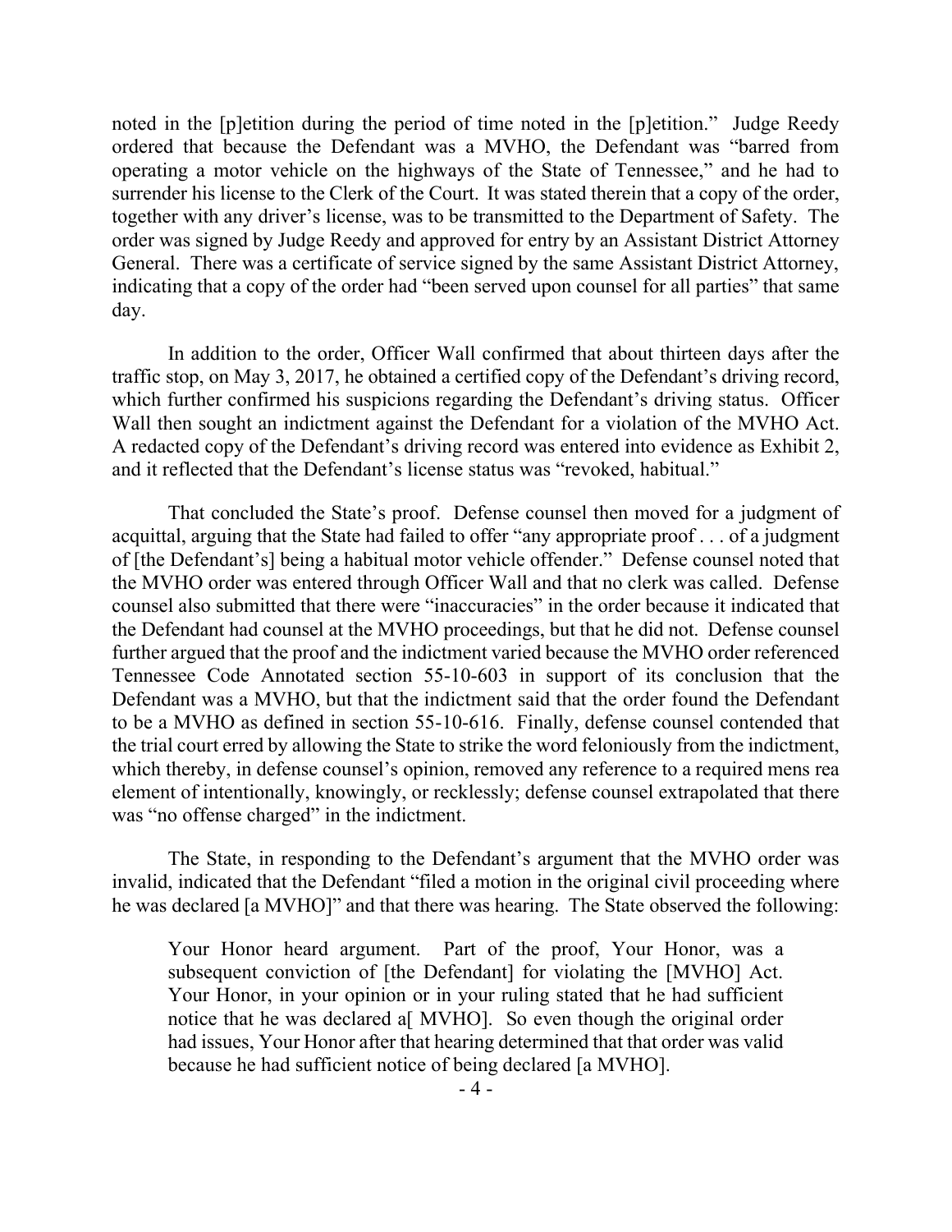noted in the [p]etition during the period of time noted in the [p]etition." Judge Reedy ordered that because the Defendant was a MVHO, the Defendant was "barred from operating a motor vehicle on the highways of the State of Tennessee," and he had to surrender his license to the Clerk of the Court. It was stated therein that a copy of the order, together with any driver's license, was to be transmitted to the Department of Safety. The order was signed by Judge Reedy and approved for entry by an Assistant District Attorney General. There was a certificate of service signed by the same Assistant District Attorney, indicating that a copy of the order had "been served upon counsel for all parties" that same day.

In addition to the order, Officer Wall confirmed that about thirteen days after the traffic stop, on May 3, 2017, he obtained a certified copy of the Defendant's driving record, which further confirmed his suspicions regarding the Defendant's driving status. Officer Wall then sought an indictment against the Defendant for a violation of the MVHO Act. A redacted copy of the Defendant's driving record was entered into evidence as Exhibit 2, and it reflected that the Defendant's license status was "revoked, habitual."

That concluded the State's proof. Defense counsel then moved for a judgment of acquittal, arguing that the State had failed to offer "any appropriate proof . . . of a judgment of [the Defendant's] being a habitual motor vehicle offender." Defense counsel noted that the MVHO order was entered through Officer Wall and that no clerk was called. Defense counsel also submitted that there were "inaccuracies" in the order because it indicated that the Defendant had counsel at the MVHO proceedings, but that he did not. Defense counsel further argued that the proof and the indictment varied because the MVHO order referenced Tennessee Code Annotated section 55-10-603 in support of its conclusion that the Defendant was a MVHO, but that the indictment said that the order found the Defendant to be a MVHO as defined in section 55-10-616. Finally, defense counsel contended that the trial court erred by allowing the State to strike the word feloniously from the indictment, which thereby, in defense counsel's opinion, removed any reference to a required mens rea element of intentionally, knowingly, or recklessly; defense counsel extrapolated that there was "no offense charged" in the indictment.

The State, in responding to the Defendant's argument that the MVHO order was invalid, indicated that the Defendant "filed a motion in the original civil proceeding where he was declared [a MVHO]" and that there was hearing. The State observed the following:

> Your Honor heard argument. Part of the proof, Your Honor, was a subsequent conviction of [the Defendant] for violating the [MVHO] Act. Your Honor, in your opinion or in your ruling stated that he had sufficient notice that he was declared a[ MVHO]. So even though the original order had issues, Your Honor after that hearing determined that that order was valid because he had sufficient notice of being declared [a MVHO].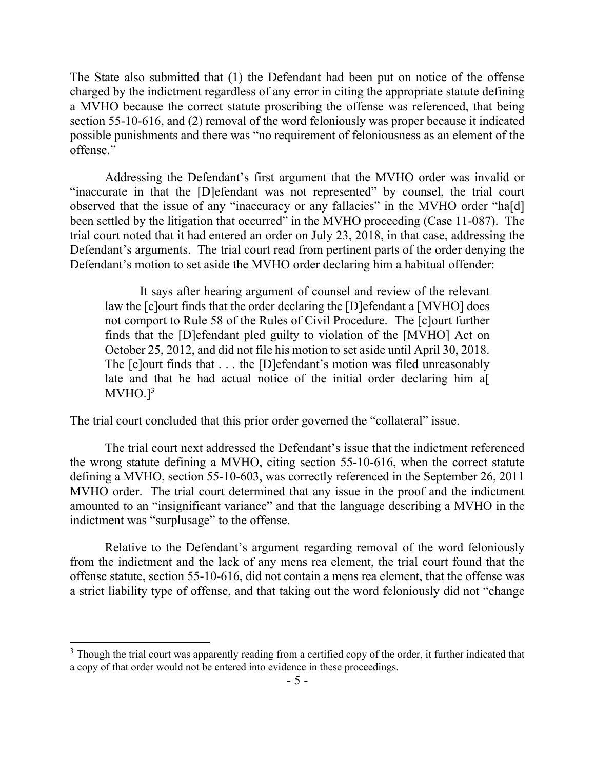The State also submitted that (1) the Defendant had been put on notice of the offense charged by the indictment regardless of any error in citing the appropriate statute defining a MVHO because the correct statute proscribing the offense was referenced, that being section 55-10-616, and (2) removal of the word feloniously was proper because it indicated possible punishments and there was "no requirement of feloniousness as an element of the offense."

Addressing the Defendant's first argument that the MVHO order was invalid or "inaccurate in that the [D]efendant was not represented" by counsel, the trial court observed that the issue of any "inaccuracy or any fallacies" in the MVHO order "ha[d] been settled by the litigation that occurred" in the MVHO proceeding (Case 11-087). The trial court noted that it had entered an order on July 23, 2018, in that case, addressing the Defendant's arguments. The trial court read from pertinent parts of the order denying the Defendant's motion to set aside the MVHO order declaring him a habitual offender:

> It says after hearing argument of counsel and review of the relevant law the [c]ourt finds that the order declaring the [D]efendant a [MVHO] does not comport to Rule 58 of the Rules of Civil Procedure. The [c]ourt further finds that the [D]efendant pled guilty to violation of the [MVHO] Act on October 25, 2012, and did not file his motion to set aside until April 30, 2018. The [c]ourt finds that . . . the [D]efendant's motion was filed unreasonably late and that he had actual notice of the initial order declaring him a[ MVHO.][3]

The trial court concluded that this prior order governed the "collateral" issue.

The trial court next addressed the Defendant's issue that the indictment referenced the wrong statute defining a MVHO, citing section 55-10-616, when the correct statute defining a MVHO, section 55-10-603, was correctly referenced in the September 26, 2011 MVHO order. The trial court determined that any issue in the proof and the indictment amounted to an "insignificant variance" and that the language describing a MVHO in the indictment was "surplusage" to the offense.

Relative to the Defendant's argument regarding removal of the word feloniously from the indictment and the lack of any mens rea element, the trial court found that the offense statute, section 55-10-616, did not contain a mens rea element, that the offense was a strict liability type of offense, and that taking out the word feloniously did not "change

---

[3] Though the trial court was apparently reading from a certified copy of the order, it further indicated that a copy of that order would not be entered into evidence in these proceedings.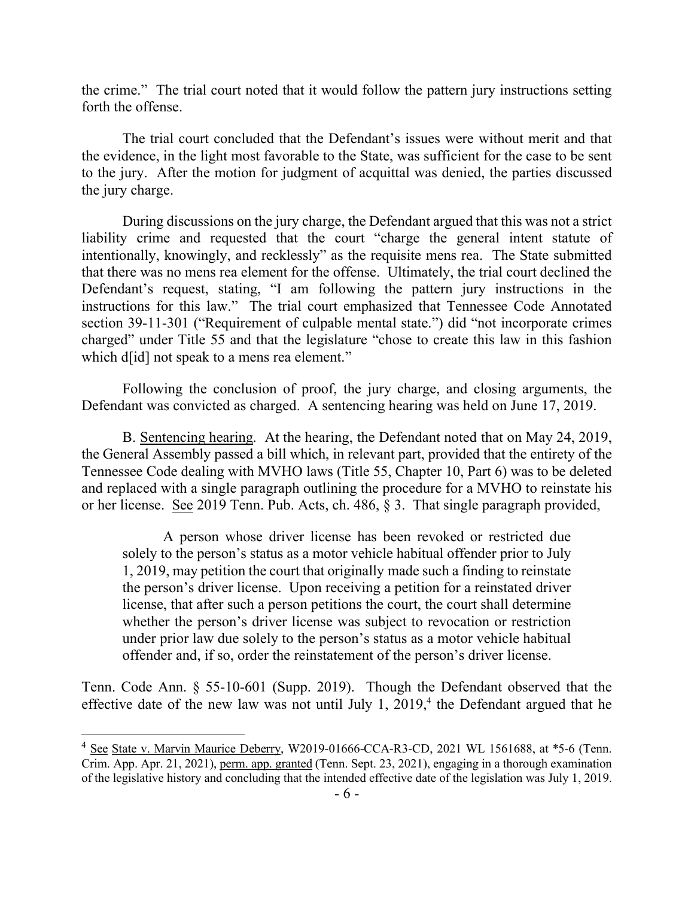the crime." The trial court noted that it would follow the pattern jury instructions setting forth the offense.

The trial court concluded that the Defendant's issues were without merit and that the evidence, in the light most favorable to the State, was sufficient for the case to be sent to the jury. After the motion for judgment of acquittal was denied, the parties discussed the jury charge.

During discussions on the jury charge, the Defendant argued that this was not a strict liability crime and requested that the court "charge the general intent statute of intentionally, knowingly, and recklessly" as the requisite mens rea. The State submitted that there was no mens rea element for the offense. Ultimately, the trial court declined the Defendant's request, stating, "I am following the pattern jury instructions in the instructions for this law." The trial court emphasized that Tennessee Code Annotated section 39-11-301 ("Requirement of culpable mental state.") did "not incorporate crimes charged" under Title 55 and that the legislature "chose to create this law in this fashion which d[id] not speak to a mens rea element."

Following the conclusion of proof, the jury charge, and closing arguments, the Defendant was convicted as charged. A sentencing hearing was held on June 17, 2019.

B. Sentencing hearing. At the hearing, the Defendant noted that on May 24, 2019, the General Assembly passed a bill which, in relevant part, provided that the entirety of the Tennessee Code dealing with MVHO laws (Title 55, Chapter 10, Part 6) was to be deleted and replaced with a single paragraph outlining the procedure for a MVHO to reinstate his or her license. See 2019 Tenn. Pub. Acts, ch. 486, § 3. That single paragraph provided,

> A person whose driver license has been revoked or restricted due solely to the person's status as a motor vehicle habitual offender prior to July 1, 2019, may petition the court that originally made such a finding to reinstate the person's driver license. Upon receiving a petition for a reinstated driver license, that after such a person petitions the court, the court shall determine whether the person's driver license was subject to revocation or restriction under prior law due solely to the person's status as a motor vehicle habitual offender and, if so, order the reinstatement of the person's driver license.

Tenn. Code Ann. § 55-10-601 (Supp. 2019). Though the Defendant observed that the effective date of the new law was not until July 1, 2019,[4] the Defendant argued that he

---

[4] See State v. Marvin Maurice Deberry, W2019-01666-CCA-R3-CD, 2021 WL 1561688, at *5-6 (Tenn. Crim. App. Apr. 21, 2021), perm. app. granted (Tenn. Sept. 23, 2021), engaging in a thorough examination of the legislative history and concluding that the intended effective date of the legislation was July 1, 2019.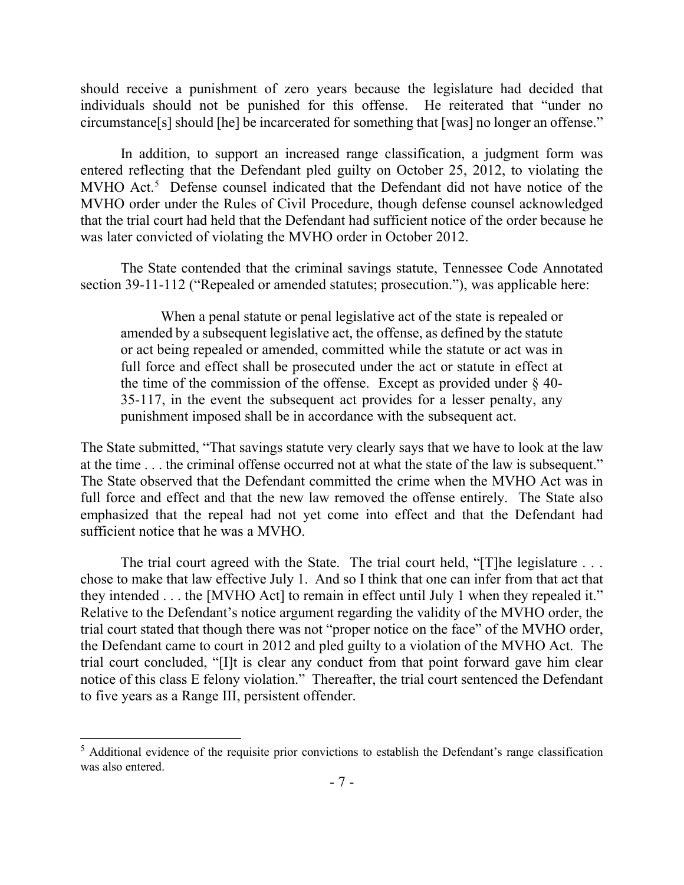should receive a punishment of zero years because the legislature had decided that individuals should not be punished for this offense. He reiterated that "under no circumstance[s] should [he] be incarcerated for something that [was] no longer an offense."

In addition, to support an increased range classification, a judgment form was entered reflecting that the Defendant pled guilty on October 25, 2012, to violating the MVHO Act.[5] Defense counsel indicated that the Defendant did not have notice of the MVHO order under the Rules of Civil Procedure, though defense counsel acknowledged that the trial court had held that the Defendant had sufficient notice of the order because he was later convicted of violating the MVHO order in October 2012.

The State contended that the criminal savings statute, Tennessee Code Annotated section 39-11-112 ("Repealed or amended statutes; prosecution."), was applicable here:

> When a penal statute or penal legislative act of the state is repealed or amended by a subsequent legislative act, the offense, as defined by the statute or act being repealed or amended, committed while the statute or act was in full force and effect shall be prosecuted under the act or statute in effect at the time of the commission of the offense. Except as provided under § 40-35-117, in the event the subsequent act provides for a lesser penalty, any punishment imposed shall be in accordance with the subsequent act.

The State submitted, "That savings statute very clearly says that we have to look at the law at the time . . . the criminal offense occurred not at what the state of the law is subsequent." The State observed that the Defendant committed the crime when the MVHO Act was in full force and effect and that the new law removed the offense entirely. The State also emphasized that the repeal had not yet come into effect and that the Defendant had sufficient notice that he was a MVHO.

The trial court agreed with the State. The trial court held, "[T]he legislature . . . chose to make that law effective July 1. And so I think that one can infer from that act that they intended . . . the [MVHO Act] to remain in effect until July 1 when they repealed it." Relative to the Defendant's notice argument regarding the validity of the MVHO order, the trial court stated that though there was not "proper notice on the face" of the MVHO order, the Defendant came to court in 2012 and pled guilty to a violation of the MVHO Act. The trial court concluded, "[I]t is clear any conduct from that point forward gave him clear notice of this class E felony violation." Thereafter, the trial court sentenced the Defendant to five years as a Range III, persistent offender.

---

[5] Additional evidence of the requisite prior convictions to establish the Defendant's range classification was also entered.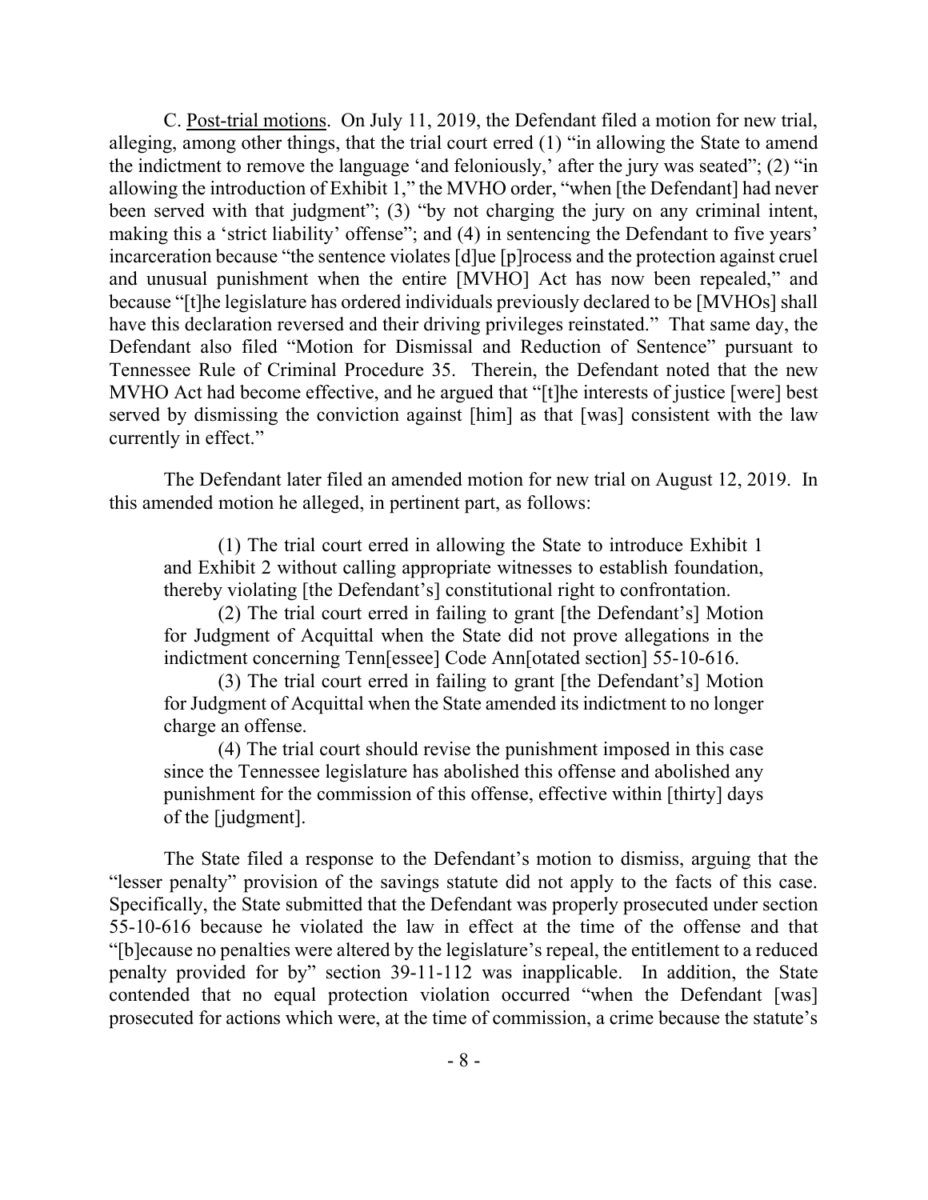C. Post-trial motions. On July 11, 2019, the Defendant filed a motion for new trial, alleging, among other things, that the trial court erred (1) "in allowing the State to amend the indictment to remove the language 'and feloniously,' after the jury was seated"; (2) "in allowing the introduction of Exhibit 1," the MVHO order, "when [the Defendant] had never been served with that judgment"; (3) "by not charging the jury on any criminal intent, making this a 'strict liability' offense"; and (4) in sentencing the Defendant to five years' incarceration because "the sentence violates [d]ue [p]rocess and the protection against cruel and unusual punishment when the entire [MVHO] Act has now been repealed," and because "[t]he legislature has ordered individuals previously declared to be [MVHOs] shall have this declaration reversed and their driving privileges reinstated." That same day, the Defendant also filed "Motion for Dismissal and Reduction of Sentence" pursuant to Tennessee Rule of Criminal Procedure 35. Therein, the Defendant noted that the new MVHO Act had become effective, and he argued that "[t]he interests of justice [were] best served by dismissing the conviction against [him] as that [was] consistent with the law currently in effect."

The Defendant later filed an amended motion for new trial on August 12, 2019. In this amended motion he alleged, in pertinent part, as follows:

> (1) The trial court erred in allowing the State to introduce Exhibit 1 and Exhibit 2 without calling appropriate witnesses to establish foundation, thereby violating [the Defendant's] constitutional right to confrontation.
>
> (2) The trial court erred in failing to grant [the Defendant's] Motion for Judgment of Acquittal when the State did not prove allegations in the indictment concerning Tenn[essee] Code Ann[otated section] 55-10-616.
>
> (3) The trial court erred in failing to grant [the Defendant's] Motion for Judgment of Acquittal when the State amended its indictment to no longer charge an offense.
>
> (4) The trial court should revise the punishment imposed in this case since the Tennessee legislature has abolished this offense and abolished any punishment for the commission of this offense, effective within [thirty] days of the [judgment].

The State filed a response to the Defendant's motion to dismiss, arguing that the "lesser penalty" provision of the savings statute did not apply to the facts of this case. Specifically, the State submitted that the Defendant was properly prosecuted under section 55-10-616 because he violated the law in effect at the time of the offense and that "[b]ecause no penalties were altered by the legislature's repeal, the entitlement to a reduced penalty provided for by" section 39-11-112 was inapplicable. In addition, the State contended that no equal protection violation occurred "when the Defendant [was] prosecuted for actions which were, at the time of commission, a crime because the statute's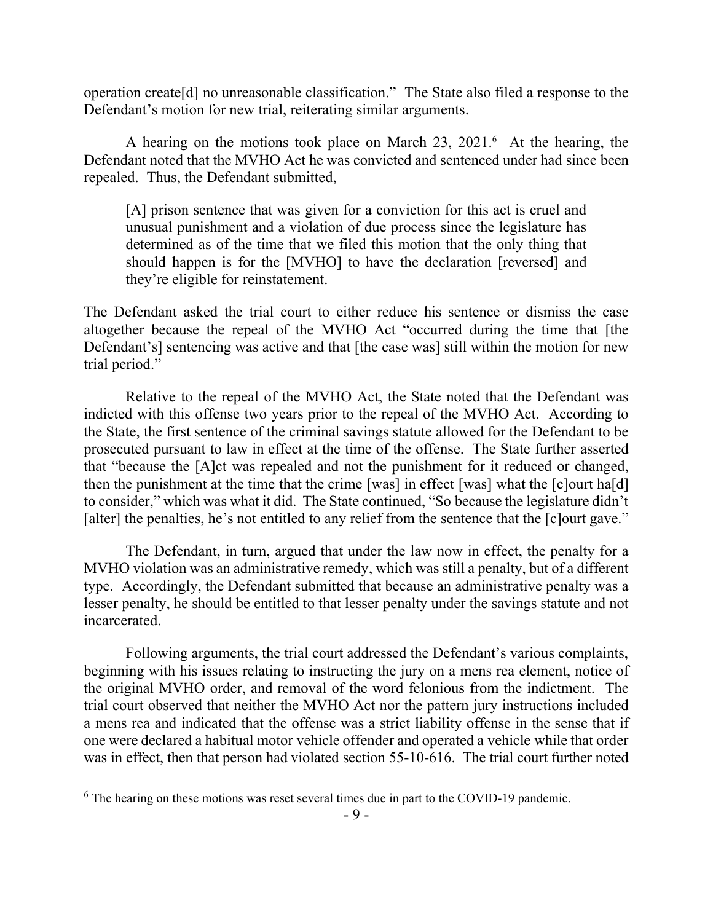operation create[d] no unreasonable classification." The State also filed a response to the Defendant's motion for new trial, reiterating similar arguments.

A hearing on the motions took place on March 23, 2021.[6] At the hearing, the Defendant noted that the MVHO Act he was convicted and sentenced under had since been repealed. Thus, the Defendant submitted,

> [A] prison sentence that was given for a conviction for this act is cruel and unusual punishment and a violation of due process since the legislature has determined as of the time that we filed this motion that the only thing that should happen is for the [MVHO] to have the declaration [reversed] and they're eligible for reinstatement.

The Defendant asked the trial court to either reduce his sentence or dismiss the case altogether because the repeal of the MVHO Act "occurred during the time that [the Defendant's] sentencing was active and that [the case was] still within the motion for new trial period."

Relative to the repeal of the MVHO Act, the State noted that the Defendant was indicted with this offense two years prior to the repeal of the MVHO Act. According to the State, the first sentence of the criminal savings statute allowed for the Defendant to be prosecuted pursuant to law in effect at the time of the offense. The State further asserted that "because the [A]ct was repealed and not the punishment for it reduced or changed, then the punishment at the time that the crime [was] in effect [was] what the [c]ourt ha[d] to consider," which was what it did. The State continued, "So because the legislature didn't [alter] the penalties, he's not entitled to any relief from the sentence that the [c]ourt gave."

The Defendant, in turn, argued that under the law now in effect, the penalty for a MVHO violation was an administrative remedy, which was still a penalty, but of a different type. Accordingly, the Defendant submitted that because an administrative penalty was a lesser penalty, he should be entitled to that lesser penalty under the savings statute and not incarcerated.

Following arguments, the trial court addressed the Defendant's various complaints, beginning with his issues relating to instructing the jury on a mens rea element, notice of the original MVHO order, and removal of the word felonious from the indictment. The trial court observed that neither the MVHO Act nor the pattern jury instructions included a mens rea and indicated that the offense was a strict liability offense in the sense that if one were declared a habitual motor vehicle offender and operated a vehicle while that order was in effect, then that person had violated section 55-10-616. The trial court further noted

---

[6] The hearing on these motions was reset several times due in part to the COVID-19 pandemic.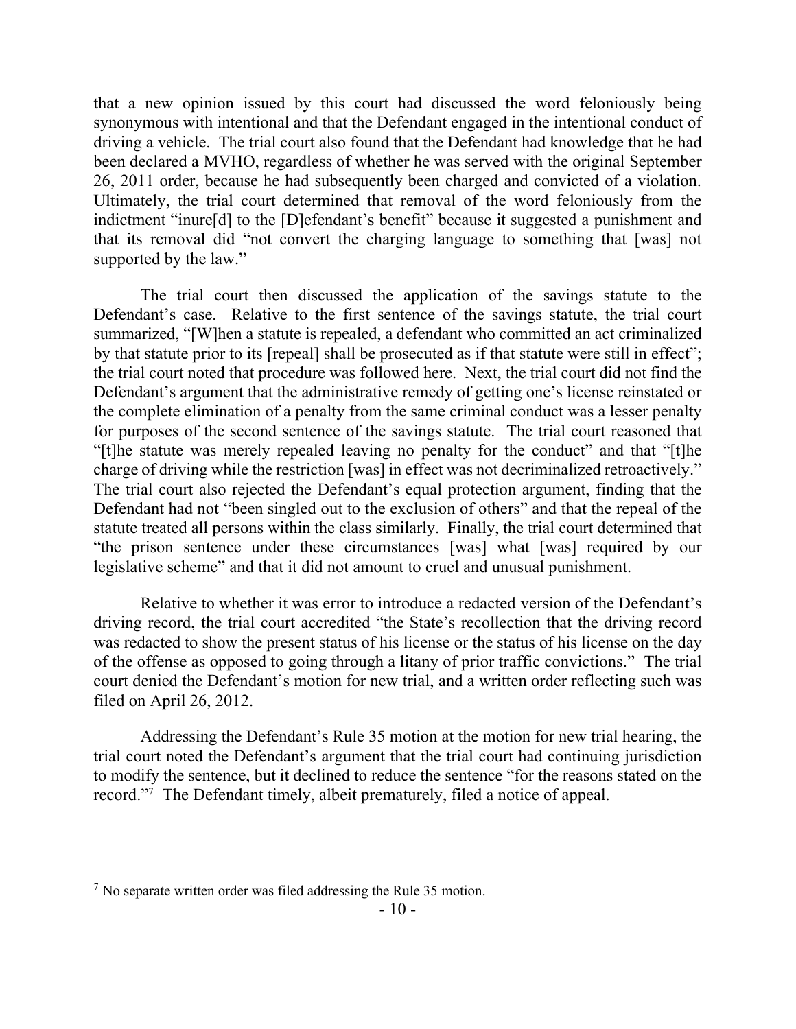that a new opinion issued by this court had discussed the word feloniously being synonymous with intentional and that the Defendant engaged in the intentional conduct of driving a vehicle. The trial court also found that the Defendant had knowledge that he had been declared a MVHO, regardless of whether he was served with the original September 26, 2011 order, because he had subsequently been charged and convicted of a violation. Ultimately, the trial court determined that removal of the word feloniously from the indictment "inure[d] to the [D]efendant's benefit" because it suggested a punishment and that its removal did "not convert the charging language to something that [was] not supported by the law."

The trial court then discussed the application of the savings statute to the Defendant's case. Relative to the first sentence of the savings statute, the trial court summarized, "[W]hen a statute is repealed, a defendant who committed an act criminalized by that statute prior to its [repeal] shall be prosecuted as if that statute were still in effect"; the trial court noted that procedure was followed here. Next, the trial court did not find the Defendant's argument that the administrative remedy of getting one's license reinstated or the complete elimination of a penalty from the same criminal conduct was a lesser penalty for purposes of the second sentence of the savings statute. The trial court reasoned that "[t]he statute was merely repealed leaving no penalty for the conduct" and that "[t]he charge of driving while the restriction [was] in effect was not decriminalized retroactively." The trial court also rejected the Defendant's equal protection argument, finding that the Defendant had not "been singled out to the exclusion of others" and that the repeal of the statute treated all persons within the class similarly. Finally, the trial court determined that "the prison sentence under these circumstances [was] what [was] required by our legislative scheme" and that it did not amount to cruel and unusual punishment.

Relative to whether it was error to introduce a redacted version of the Defendant's driving record, the trial court accredited "the State's recollection that the driving record was redacted to show the present status of his license or the status of his license on the day of the offense as opposed to going through a litany of prior traffic convictions." The trial court denied the Defendant's motion for new trial, and a written order reflecting such was filed on April 26, 2012.

Addressing the Defendant's Rule 35 motion at the motion for new trial hearing, the trial court noted the Defendant's argument that the trial court had continuing jurisdiction to modify the sentence, but it declined to reduce the sentence "for the reasons stated on the record."[7] The Defendant timely, albeit prematurely, filed a notice of appeal.

---

[7] No separate written order was filed addressing the Rule 35 motion.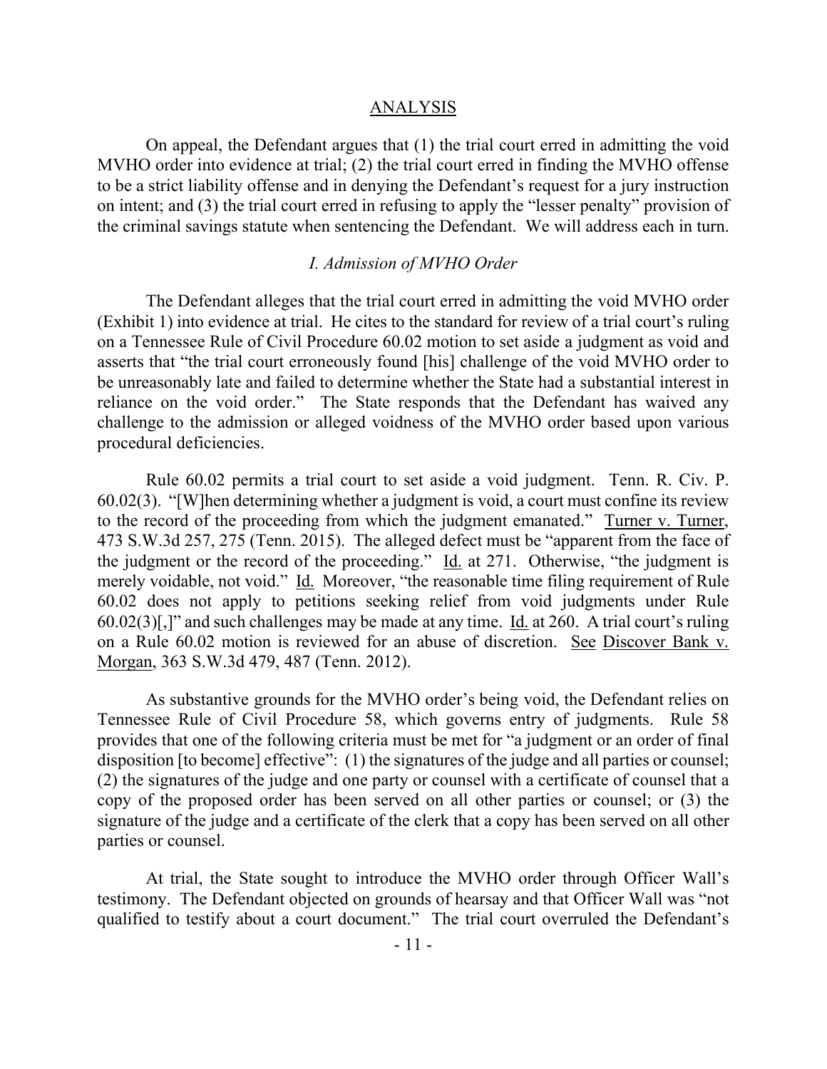## ANALYSIS

On appeal, the Defendant argues that (1) the trial court erred in admitting the void MVHO order into evidence at trial; (2) the trial court erred in finding the MVHO offense to be a strict liability offense and in denying the Defendant's request for a jury instruction on intent; and (3) the trial court erred in refusing to apply the "lesser penalty" provision of the criminal savings statute when sentencing the Defendant. We will address each in turn.

### *I. Admission of MVHO Order*

The Defendant alleges that the trial court erred in admitting the void MVHO order (Exhibit 1) into evidence at trial. He cites to the standard for review of a trial court's ruling on a Tennessee Rule of Civil Procedure 60.02 motion to set aside a judgment as void and asserts that "the trial court erroneously found [his] challenge of the void MVHO order to be unreasonably late and failed to determine whether the State had a substantial interest in reliance on the void order." The State responds that the Defendant has waived any challenge to the admission or alleged voidness of the MVHO order based upon various procedural deficiencies.

Rule 60.02 permits a trial court to set aside a void judgment. Tenn. R. Civ. P. 60.02(3). "[W]hen determining whether a judgment is void, a court must confine its review to the record of the proceeding from which the judgment emanated." Turner v. Turner, 473 S.W.3d 257, 275 (Tenn. 2015). The alleged defect must be "apparent from the face of the judgment or the record of the proceeding." Id. at 271. Otherwise, "the judgment is merely voidable, not void." Id. Moreover, "the reasonable time filing requirement of Rule 60.02 does not apply to petitions seeking relief from void judgments under Rule 60.02(3)[,]" and such challenges may be made at any time. Id. at 260. A trial court's ruling on a Rule 60.02 motion is reviewed for an abuse of discretion. See Discover Bank v. Morgan, 363 S.W.3d 479, 487 (Tenn. 2012).

As substantive grounds for the MVHO order's being void, the Defendant relies on Tennessee Rule of Civil Procedure 58, which governs entry of judgments. Rule 58 provides that one of the following criteria must be met for "a judgment or an order of final disposition [to become] effective": (1) the signatures of the judge and all parties or counsel; (2) the signatures of the judge and one party or counsel with a certificate of counsel that a copy of the proposed order has been served on all other parties or counsel; or (3) the signature of the judge and a certificate of the clerk that a copy has been served on all other parties or counsel.

At trial, the State sought to introduce the MVHO order through Officer Wall's testimony. The Defendant objected on grounds of hearsay and that Officer Wall was "not qualified to testify about a court document." The trial court overruled the Defendant's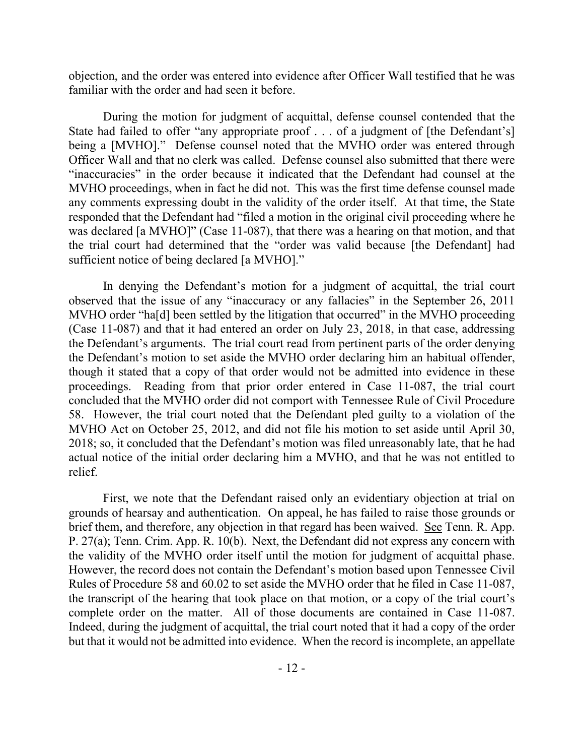objection, and the order was entered into evidence after Officer Wall testified that he was familiar with the order and had seen it before.

During the motion for judgment of acquittal, defense counsel contended that the State had failed to offer "any appropriate proof . . . of a judgment of [the Defendant's] being a [MVHO]." Defense counsel noted that the MVHO order was entered through Officer Wall and that no clerk was called. Defense counsel also submitted that there were "inaccuracies" in the order because it indicated that the Defendant had counsel at the MVHO proceedings, when in fact he did not. This was the first time defense counsel made any comments expressing doubt in the validity of the order itself. At that time, the State responded that the Defendant had "filed a motion in the original civil proceeding where he was declared [a MVHO]" (Case 11-087), that there was a hearing on that motion, and that the trial court had determined that the "order was valid because [the Defendant] had sufficient notice of being declared [a MVHO]."

In denying the Defendant's motion for a judgment of acquittal, the trial court observed that the issue of any "inaccuracy or any fallacies" in the September 26, 2011 MVHO order "ha[d] been settled by the litigation that occurred" in the MVHO proceeding (Case 11-087) and that it had entered an order on July 23, 2018, in that case, addressing the Defendant's arguments. The trial court read from pertinent parts of the order denying the Defendant's motion to set aside the MVHO order declaring him an habitual offender, though it stated that a copy of that order would not be admitted into evidence in these proceedings. Reading from that prior order entered in Case 11-087, the trial court concluded that the MVHO order did not comport with Tennessee Rule of Civil Procedure 58. However, the trial court noted that the Defendant pled guilty to a violation of the MVHO Act on October 25, 2012, and did not file his motion to set aside until April 30, 2018; so, it concluded that the Defendant's motion was filed unreasonably late, that he had actual notice of the initial order declaring him a MVHO, and that he was not entitled to relief.

First, we note that the Defendant raised only an evidentiary objection at trial on grounds of hearsay and authentication. On appeal, he has failed to raise those grounds or brief them, and therefore, any objection in that regard has been waived. See Tenn. R. App. P. 27(a); Tenn. Crim. App. R. 10(b). Next, the Defendant did not express any concern with the validity of the MVHO order itself until the motion for judgment of acquittal phase. However, the record does not contain the Defendant's motion based upon Tennessee Civil Rules of Procedure 58 and 60.02 to set aside the MVHO order that he filed in Case 11-087, the transcript of the hearing that took place on that motion, or a copy of the trial court's complete order on the matter. All of those documents are contained in Case 11-087. Indeed, during the judgment of acquittal, the trial court noted that it had a copy of the order but that it would not be admitted into evidence. When the record is incomplete, an appellate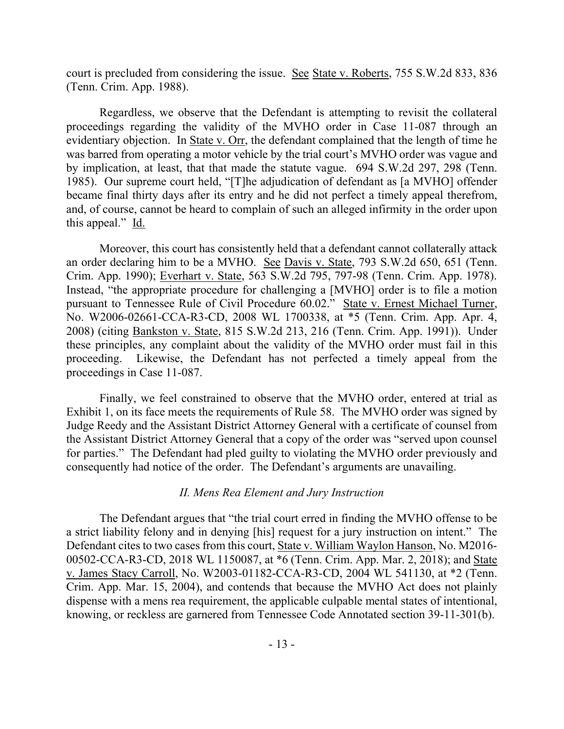court is precluded from considering the issue. See State v. Roberts, 755 S.W.2d 833, 836 (Tenn. Crim. App. 1988).

Regardless, we observe that the Defendant is attempting to revisit the collateral proceedings regarding the validity of the MVHO order in Case 11-087 through an evidentiary objection. In State v. Orr, the defendant complained that the length of time he was barred from operating a motor vehicle by the trial court's MVHO order was vague and by implication, at least, that that made the statute vague. 694 S.W.2d 297, 298 (Tenn. 1985). Our supreme court held, "[T]he adjudication of defendant as [a MVHO] offender became final thirty days after its entry and he did not perfect a timely appeal therefrom, and, of course, cannot be heard to complain of such an alleged infirmity in the order upon this appeal." Id.

Moreover, this court has consistently held that a defendant cannot collaterally attack an order declaring him to be a MVHO. See Davis v. State, 793 S.W.2d 650, 651 (Tenn. Crim. App. 1990); Everhart v. State, 563 S.W.2d 795, 797-98 (Tenn. Crim. App. 1978). Instead, "the appropriate procedure for challenging a [MVHO] order is to file a motion pursuant to Tennessee Rule of Civil Procedure 60.02." State v. Ernest Michael Turner, No. W2006-02661-CCA-R3-CD, 2008 WL 1700338, at *5 (Tenn. Crim. App. Apr. 4, 2008) (citing Bankston v. State, 815 S.W.2d 213, 216 (Tenn. Crim. App. 1991)). Under these principles, any complaint about the validity of the MVHO order must fail in this proceeding. Likewise, the Defendant has not perfected a timely appeal from the proceedings in Case 11-087.

Finally, we feel constrained to observe that the MVHO order, entered at trial as Exhibit 1, on its face meets the requirements of Rule 58. The MVHO order was signed by Judge Reedy and the Assistant District Attorney General with a certificate of counsel from the Assistant District Attorney General that a copy of the order was "served upon counsel for parties." The Defendant had pled guilty to violating the MVHO order previously and consequently had notice of the order. The Defendant's arguments are unavailing.

### *II. Mens Rea Element and Jury Instruction*

The Defendant argues that "the trial court erred in finding the MVHO offense to be a strict liability felony and in denying [his] request for a jury instruction on intent." The Defendant cites to two cases from this court, State v. William Waylon Hanson, No. M2016-00502-CCA-R3-CD, 2018 WL 1150087, at *6 (Tenn. Crim. App. Mar. 2, 2018); and State v. James Stacy Carroll, No. W2003-01182-CCA-R3-CD, 2004 WL 541130, at *2 (Tenn. Crim. App. Mar. 15, 2004), and contends that because the MVHO Act does not plainly dispense with a mens rea requirement, the applicable culpable mental states of intentional, knowing, or reckless are garnered from Tennessee Code Annotated section 39-11-301(b).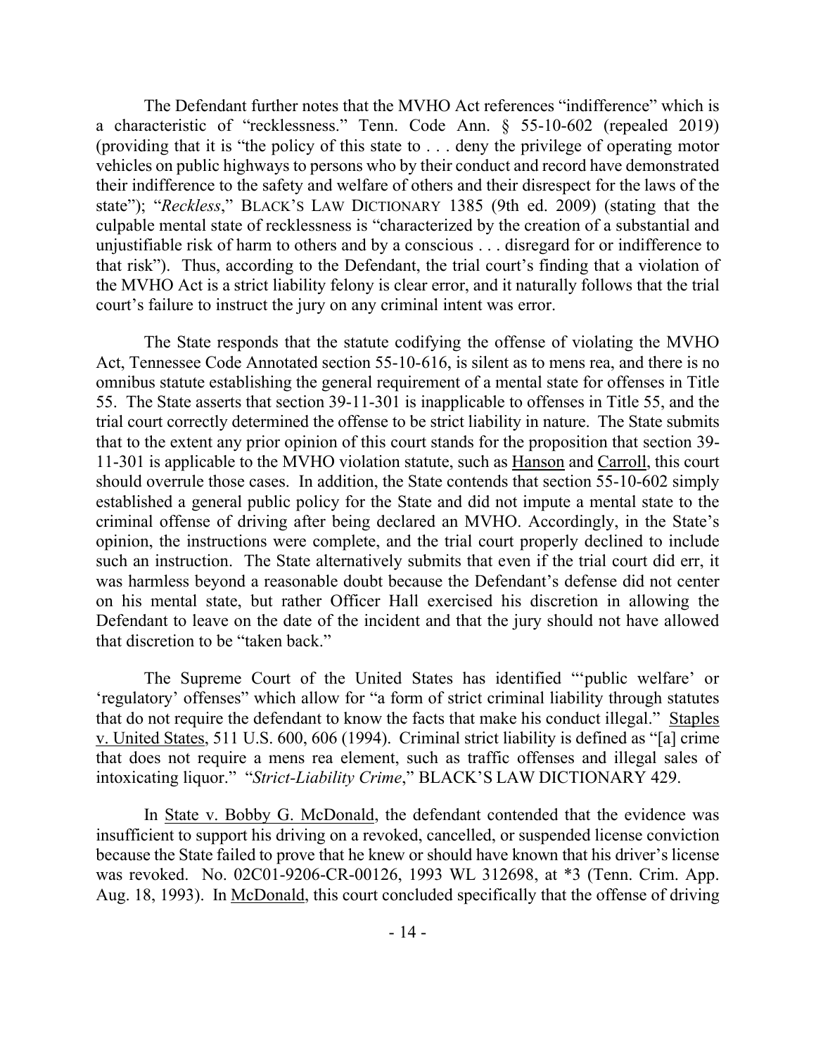The Defendant further notes that the MVHO Act references "indifference" which is a characteristic of "recklessness." Tenn. Code Ann. § 55-10-602 (repealed 2019) (providing that it is "the policy of this state to . . . deny the privilege of operating motor vehicles on public highways to persons who by their conduct and record have demonstrated their indifference to the safety and welfare of others and their disrespect for the laws of the state"); "*Reckless*," BLACK'S LAW DICTIONARY 1385 (9th ed. 2009) (stating that the culpable mental state of recklessness is "characterized by the creation of a substantial and unjustifiable risk of harm to others and by a conscious . . . disregard for or indifference to that risk"). Thus, according to the Defendant, the trial court's finding that a violation of the MVHO Act is a strict liability felony is clear error, and it naturally follows that the trial court's failure to instruct the jury on any criminal intent was error.

The State responds that the statute codifying the offense of violating the MVHO Act, Tennessee Code Annotated section 55-10-616, is silent as to mens rea, and there is no omnibus statute establishing the general requirement of a mental state for offenses in Title 55. The State asserts that section 39-11-301 is inapplicable to offenses in Title 55, and the trial court correctly determined the offense to be strict liability in nature. The State submits that to the extent any prior opinion of this court stands for the proposition that section 39-11-301 is applicable to the MVHO violation statute, such as Hanson and Carroll, this court should overrule those cases. In addition, the State contends that section 55-10-602 simply established a general public policy for the State and did not impute a mental state to the criminal offense of driving after being declared an MVHO. Accordingly, in the State's opinion, the instructions were complete, and the trial court properly declined to include such an instruction. The State alternatively submits that even if the trial court did err, it was harmless beyond a reasonable doubt because the Defendant's defense did not center on his mental state, but rather Officer Hall exercised his discretion in allowing the Defendant to leave on the date of the incident and that the jury should not have allowed that discretion to be "taken back."

The Supreme Court of the United States has identified "'public welfare' or 'regulatory' offenses" which allow for "a form of strict criminal liability through statutes that do not require the defendant to know the facts that make his conduct illegal." Staples v. United States, 511 U.S. 600, 606 (1994). Criminal strict liability is defined as "[a] crime that does not require a mens rea element, such as traffic offenses and illegal sales of intoxicating liquor." "*Strict-Liability Crime*," BLACK'S LAW DICTIONARY 429.

In State v. Bobby G. McDonald, the defendant contended that the evidence was insufficient to support his driving on a revoked, cancelled, or suspended license conviction because the State failed to prove that he knew or should have known that his driver's license was revoked. No. 02C01-9206-CR-00126, 1993 WL 312698, at *3 (Tenn. Crim. App. Aug. 18, 1993). In McDonald, this court concluded specifically that the offense of driving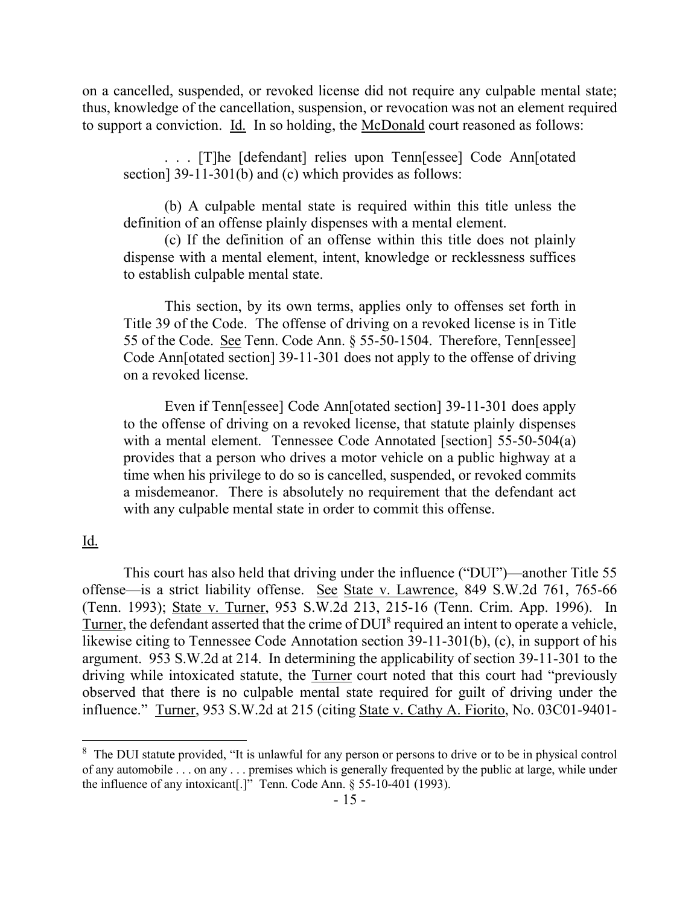on a cancelled, suspended, or revoked license did not require any culpable mental state; thus, knowledge of the cancellation, suspension, or revocation was not an element required to support a conviction. Id. In so holding, the McDonald court reasoned as follows:

> . . . [T]he [defendant] relies upon Tenn[essee] Code Ann[otated section] 39-11-301(b) and (c) which provides as follows:
>
> (b) A culpable mental state is required within this title unless the definition of an offense plainly dispenses with a mental element.
>
> (c) If the definition of an offense within this title does not plainly dispense with a mental element, intent, knowledge or recklessness suffices to establish culpable mental state.
>
> This section, by its own terms, applies only to offenses set forth in Title 39 of the Code. The offense of driving on a revoked license is in Title 55 of the Code. See Tenn. Code Ann. § 55-50-1504. Therefore, Tenn[essee] Code Ann[otated section] 39-11-301 does not apply to the offense of driving on a revoked license.
>
> Even if Tenn[essee] Code Ann[otated section] 39-11-301 does apply to the offense of driving on a revoked license, that statute plainly dispenses with a mental element. Tennessee Code Annotated [section] 55-50-504(a) provides that a person who drives a motor vehicle on a public highway at a time when his privilege to do so is cancelled, suspended, or revoked commits a misdemeanor. There is absolutely no requirement that the defendant act with any culpable mental state in order to commit this offense.

Id.

This court has also held that driving under the influence ("DUI")—another Title 55 offense—is a strict liability offense. See State v. Lawrence, 849 S.W.2d 761, 765-66 (Tenn. 1993); State v. Turner, 953 S.W.2d 213, 215-16 (Tenn. Crim. App. 1996). In Turner, the defendant asserted that the crime of DUI[8] required an intent to operate a vehicle, likewise citing to Tennessee Code Annotation section 39-11-301(b), (c), in support of his argument. 953 S.W.2d at 214. In determining the applicability of section 39-11-301 to the driving while intoxicated statute, the Turner court noted that this court had "previously observed that there is no culpable mental state required for guilt of driving under the influence." Turner, 953 S.W.2d at 215 (citing State v. Cathy A. Fiorito, No. 03C01-9401-

---

[8] The DUI statute provided, "It is unlawful for any person or persons to drive or to be in physical control of any automobile . . . on any . . . premises which is generally frequented by the public at large, while under the influence of any intoxicant[.]" Tenn. Code Ann. § 55-10-401 (1993).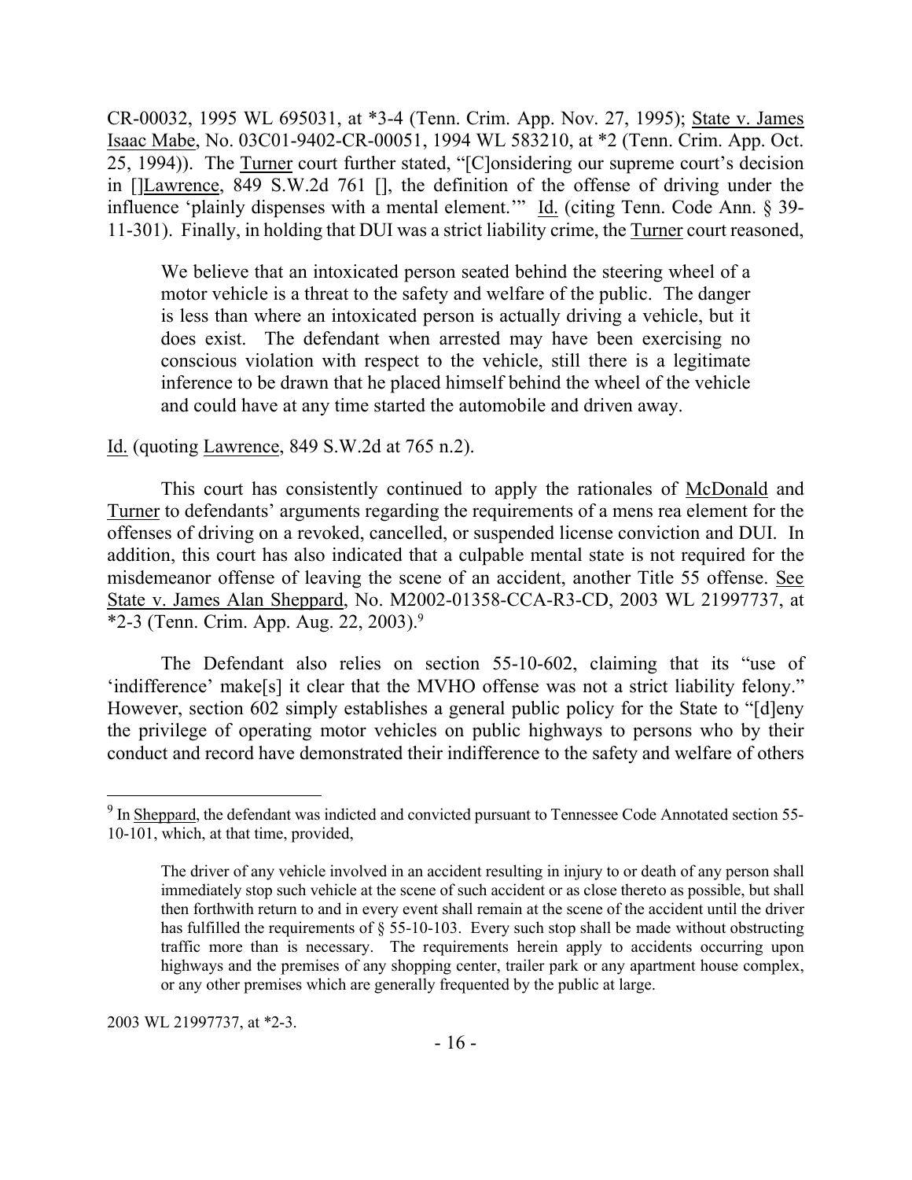CR-00032, 1995 WL 695031, at *3-4 (Tenn. Crim. App. Nov. 27, 1995); State v. James Isaac Mabe, No. 03C01-9402-CR-00051, 1994 WL 583210, at *2 (Tenn. Crim. App. Oct. 25, 1994)). The Turner court further stated, "[C]onsidering our supreme court's decision in []Lawrence, 849 S.W.2d 761 [], the definition of the offense of driving under the influence 'plainly dispenses with a mental element.'" Id. (citing Tenn. Code Ann. § 39-11-301). Finally, in holding that DUI was a strict liability crime, the Turner court reasoned,

> We believe that an intoxicated person seated behind the steering wheel of a motor vehicle is a threat to the safety and welfare of the public. The danger is less than where an intoxicated person is actually driving a vehicle, but it does exist. The defendant when arrested may have been exercising no conscious violation with respect to the vehicle, still there is a legitimate inference to be drawn that he placed himself behind the wheel of the vehicle and could have at any time started the automobile and driven away.

Id. (quoting Lawrence, 849 S.W.2d at 765 n.2).

This court has consistently continued to apply the rationales of McDonald and Turner to defendants' arguments regarding the requirements of a mens rea element for the offenses of driving on a revoked, cancelled, or suspended license conviction and DUI. In addition, this court has also indicated that a culpable mental state is not required for the misdemeanor offense of leaving the scene of an accident, another Title 55 offense. See State v. James Alan Sheppard, No. M2002-01358-CCA-R3-CD, 2003 WL 21997737, at *2-3 (Tenn. Crim. App. Aug. 22, 2003).[9]

The Defendant also relies on section 55-10-602, claiming that its "use of 'indifference' make[s] it clear that the MVHO offense was not a strict liability felony." However, section 602 simply establishes a general public policy for the State to "[d]eny the privilege of operating motor vehicles on public highways to persons who by their conduct and record have demonstrated their indifference to the safety and welfare of others

---

[9] In Sheppard, the defendant was indicted and convicted pursuant to Tennessee Code Annotated section 55-10-101, which, at that time, provided,

> The driver of any vehicle involved in an accident resulting in injury to or death of any person shall immediately stop such vehicle at the scene of such accident or as close thereto as possible, but shall then forthwith return to and in every event shall remain at the scene of the accident until the driver has fulfilled the requirements of § 55-10-103. Every such stop shall be made without obstructing traffic more than is necessary. The requirements herein apply to accidents occurring upon highways and the premises of any shopping center, trailer park or any apartment house complex, or any other premises which are generally frequented by the public at large.

2003 WL 21997737, at *2-3.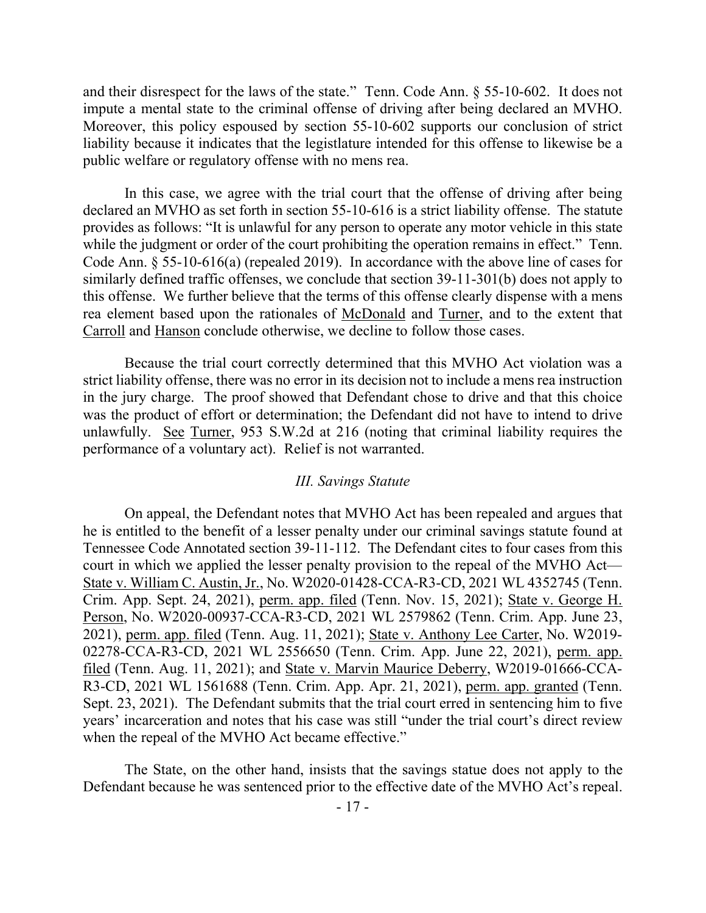and their disrespect for the laws of the state." Tenn. Code Ann. § 55-10-602. It does not impute a mental state to the criminal offense of driving after being declared an MVHO. Moreover, this policy espoused by section 55-10-602 supports our conclusion of strict liability because it indicates that the legistlature intended for this offense to likewise be a public welfare or regulatory offense with no mens rea.

In this case, we agree with the trial court that the offense of driving after being declared an MVHO as set forth in section 55-10-616 is a strict liability offense. The statute provides as follows: "It is unlawful for any person to operate any motor vehicle in this state while the judgment or order of the court prohibiting the operation remains in effect." Tenn. Code Ann. § 55-10-616(a) (repealed 2019). In accordance with the above line of cases for similarly defined traffic offenses, we conclude that section 39-11-301(b) does not apply to this offense. We further believe that the terms of this offense clearly dispense with a mens rea element based upon the rationales of McDonald and Turner, and to the extent that Carroll and Hanson conclude otherwise, we decline to follow those cases.

Because the trial court correctly determined that this MVHO Act violation was a strict liability offense, there was no error in its decision not to include a mens rea instruction in the jury charge. The proof showed that Defendant chose to drive and that this choice was the product of effort or determination; the Defendant did not have to intend to drive unlawfully. See Turner, 953 S.W.2d at 216 (noting that criminal liability requires the performance of a voluntary act). Relief is not warranted.

### *III. Savings Statute*

On appeal, the Defendant notes that MVHO Act has been repealed and argues that he is entitled to the benefit of a lesser penalty under our criminal savings statute found at Tennessee Code Annotated section 39-11-112. The Defendant cites to four cases from this court in which we applied the lesser penalty provision to the repeal of the MVHO Act— State v. William C. Austin, Jr., No. W2020-01428-CCA-R3-CD, 2021 WL 4352745 (Tenn. Crim. App. Sept. 24, 2021), perm. app. filed (Tenn. Nov. 15, 2021); State v. George H. Person, No. W2020-00937-CCA-R3-CD, 2021 WL 2579862 (Tenn. Crim. App. June 23, 2021), perm. app. filed (Tenn. Aug. 11, 2021); State v. Anthony Lee Carter, No. W2019-02278-CCA-R3-CD, 2021 WL 2556650 (Tenn. Crim. App. June 22, 2021), perm. app. filed (Tenn. Aug. 11, 2021); and State v. Marvin Maurice Deberry, W2019-01666-CCA-R3-CD, 2021 WL 1561688 (Tenn. Crim. App. Apr. 21, 2021), perm. app. granted (Tenn. Sept. 23, 2021). The Defendant submits that the trial court erred in sentencing him to five years' incarceration and notes that his case was still "under the trial court's direct review when the repeal of the MVHO Act became effective."

The State, on the other hand, insists that the savings statue does not apply to the Defendant because he was sentenced prior to the effective date of the MVHO Act's repeal.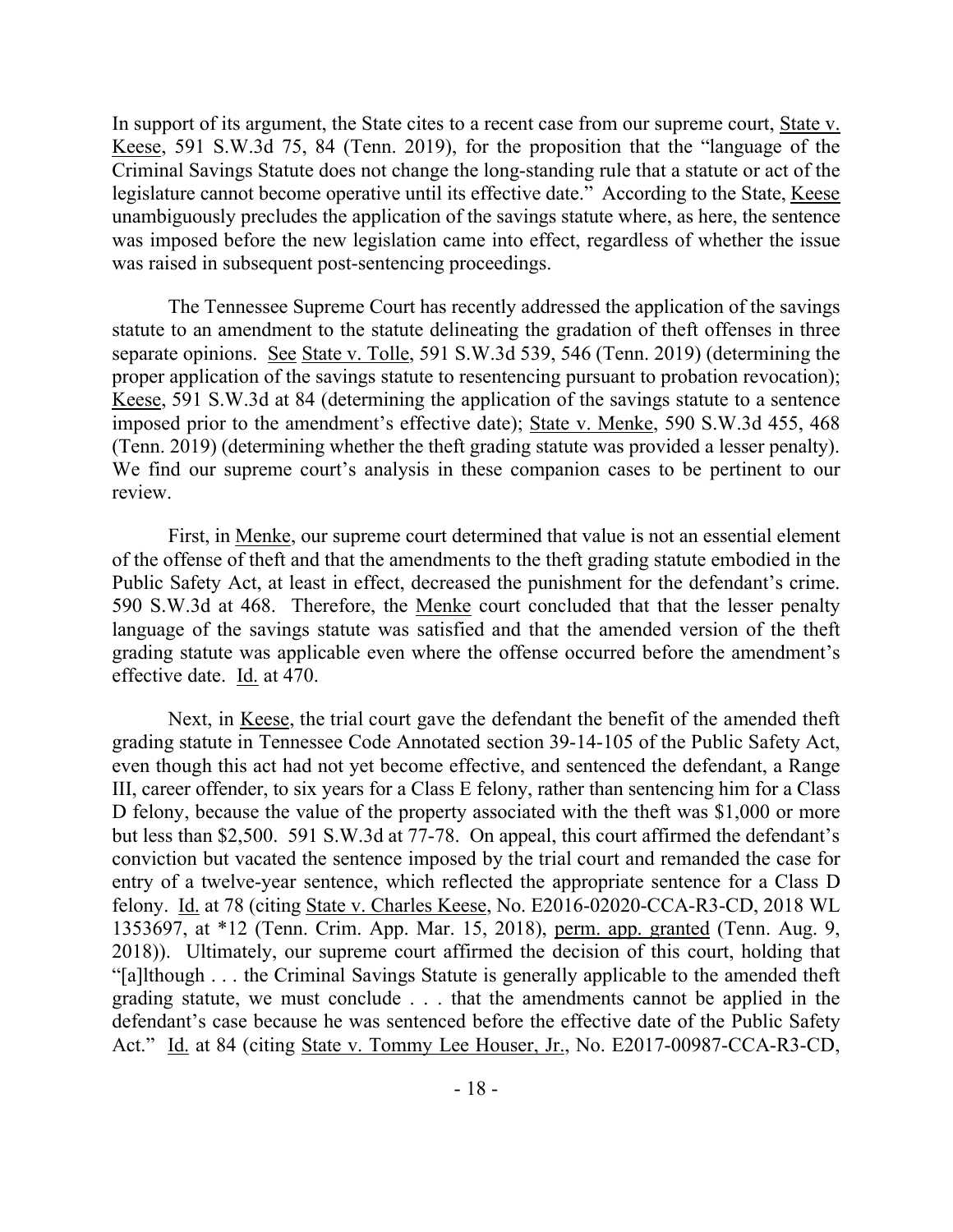In support of its argument, the State cites to a recent case from our supreme court, State v. Keese, 591 S.W.3d 75, 84 (Tenn. 2019), for the proposition that the "language of the Criminal Savings Statute does not change the long-standing rule that a statute or act of the legislature cannot become operative until its effective date." According to the State, Keese unambiguously precludes the application of the savings statute where, as here, the sentence was imposed before the new legislation came into effect, regardless of whether the issue was raised in subsequent post-sentencing proceedings.

The Tennessee Supreme Court has recently addressed the application of the savings statute to an amendment to the statute delineating the gradation of theft offenses in three separate opinions. See State v. Tolle, 591 S.W.3d 539, 546 (Tenn. 2019) (determining the proper application of the savings statute to resentencing pursuant to probation revocation); Keese, 591 S.W.3d at 84 (determining the application of the savings statute to a sentence imposed prior to the amendment's effective date); State v. Menke, 590 S.W.3d 455, 468 (Tenn. 2019) (determining whether the theft grading statute was provided a lesser penalty). We find our supreme court's analysis in these companion cases to be pertinent to our review.

First, in Menke, our supreme court determined that value is not an essential element of the offense of theft and that the amendments to the theft grading statute embodied in the Public Safety Act, at least in effect, decreased the punishment for the defendant's crime. 590 S.W.3d at 468. Therefore, the Menke court concluded that that the lesser penalty language of the savings statute was satisfied and that the amended version of the theft grading statute was applicable even where the offense occurred before the amendment's effective date. Id. at 470.

Next, in Keese, the trial court gave the defendant the benefit of the amended theft grading statute in Tennessee Code Annotated section 39-14-105 of the Public Safety Act, even though this act had not yet become effective, and sentenced the defendant, a Range III, career offender, to six years for a Class E felony, rather than sentencing him for a Class D felony, because the value of the property associated with the theft was $1,000 or more but less than $2,500. 591 S.W.3d at 77-78. On appeal, this court affirmed the defendant's conviction but vacated the sentence imposed by the trial court and remanded the case for entry of a twelve-year sentence, which reflected the appropriate sentence for a Class D felony. Id. at 78 (citing State v. Charles Keese, No. E2016-02020-CCA-R3-CD, 2018 WL 1353697, at *12 (Tenn. Crim. App. Mar. 15, 2018), perm. app. granted (Tenn. Aug. 9, 2018)). Ultimately, our supreme court affirmed the decision of this court, holding that "[a]lthough . . . the Criminal Savings Statute is generally applicable to the amended theft grading statute, we must conclude . . . that the amendments cannot be applied in the defendant's case because he was sentenced before the effective date of the Public Safety Act." Id. at 84 (citing State v. Tommy Lee Houser, Jr., No. E2017-00987-CCA-R3-CD,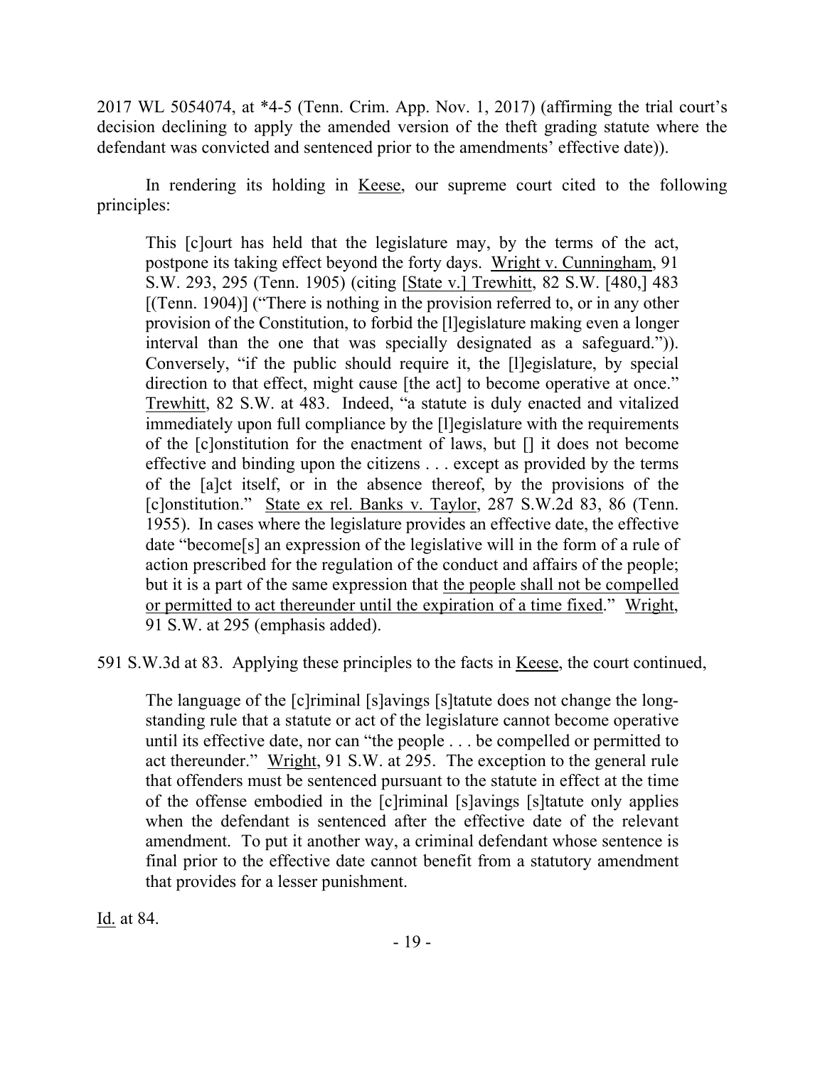2017 WL 5054074, at *4-5 (Tenn. Crim. App. Nov. 1, 2017) (affirming the trial court's decision declining to apply the amended version of the theft grading statute where the defendant was convicted and sentenced prior to the amendments' effective date)).

In rendering its holding in Keese, our supreme court cited to the following principles:

> This [c]ourt has held that the legislature may, by the terms of the act, postpone its taking effect beyond the forty days. Wright v. Cunningham, 91 S.W. 293, 295 (Tenn. 1905) (citing [State v.] Trewhitt, 82 S.W. [480,] 483 [(Tenn. 1904)] ("There is nothing in the provision referred to, or in any other provision of the Constitution, to forbid the [l]egislature making even a longer interval than the one that was specially designated as a safeguard.")). Conversely, "if the public should require it, the [l]egislature, by special direction to that effect, might cause [the act] to become operative at once." Trewhitt, 82 S.W. at 483. Indeed, "a statute is duly enacted and vitalized immediately upon full compliance by the [l]egislature with the requirements of the [c]onstitution for the enactment of laws, but [] it does not become effective and binding upon the citizens . . . except as provided by the terms of the [a]ct itself, or in the absence thereof, by the provisions of the [c]onstitution." State ex rel. Banks v. Taylor, 287 S.W.2d 83, 86 (Tenn. 1955). In cases where the legislature provides an effective date, the effective date "become[s] an expression of the legislative will in the form of a rule of action prescribed for the regulation of the conduct and affairs of the people; but it is a part of the same expression that the people shall not be compelled or permitted to act thereunder until the expiration of a time fixed." Wright, 91 S.W. at 295 (emphasis added).

591 S.W.3d at 83. Applying these principles to the facts in Keese, the court continued,

> The language of the [c]riminal [s]avings [s]tatute does not change the long-standing rule that a statute or act of the legislature cannot become operative until its effective date, nor can "the people . . . be compelled or permitted to act thereunder." Wright, 91 S.W. at 295. The exception to the general rule that offenders must be sentenced pursuant to the statute in effect at the time of the offense embodied in the [c]riminal [s]avings [s]tatute only applies when the defendant is sentenced after the effective date of the relevant amendment. To put it another way, a criminal defendant whose sentence is final prior to the effective date cannot benefit from a statutory amendment that provides for a lesser punishment.

Id. at 84.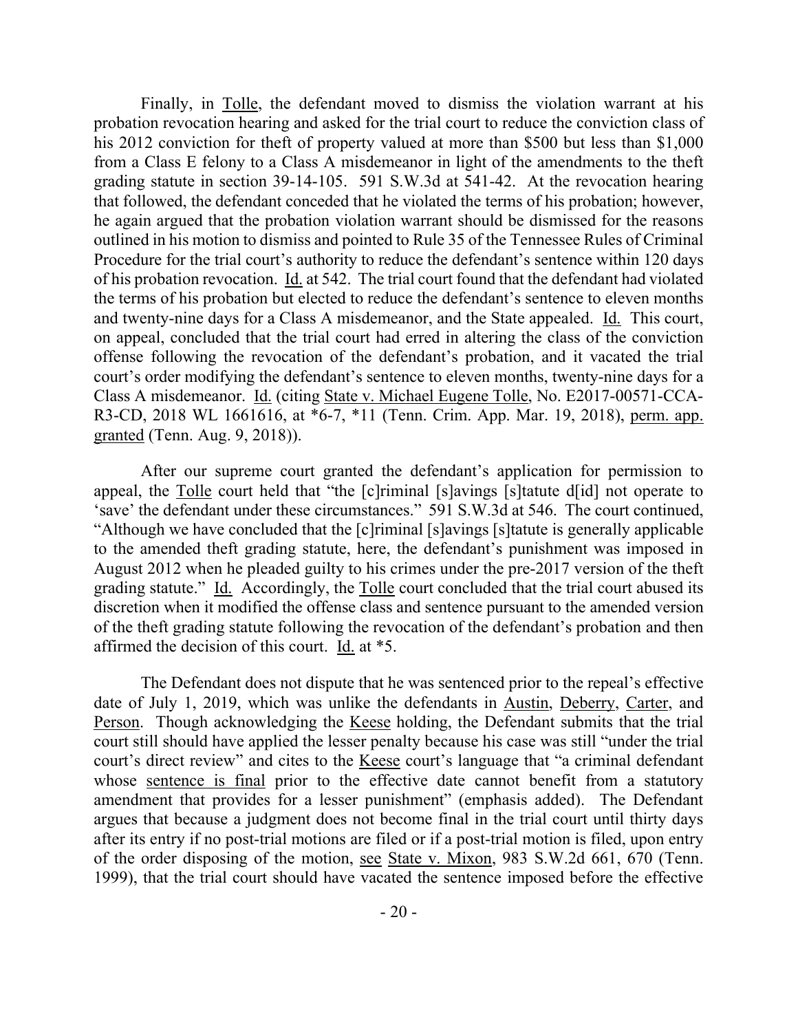Finally, in Tolle, the defendant moved to dismiss the violation warrant at his probation revocation hearing and asked for the trial court to reduce the conviction class of his 2012 conviction for theft of property valued at more than $500 but less than $1,000 from a Class E felony to a Class A misdemeanor in light of the amendments to the theft grading statute in section 39-14-105. 591 S.W.3d at 541-42. At the revocation hearing that followed, the defendant conceded that he violated the terms of his probation; however, he again argued that the probation violation warrant should be dismissed for the reasons outlined in his motion to dismiss and pointed to Rule 35 of the Tennessee Rules of Criminal Procedure for the trial court's authority to reduce the defendant's sentence within 120 days of his probation revocation. Id. at 542. The trial court found that the defendant had violated the terms of his probation but elected to reduce the defendant's sentence to eleven months and twenty-nine days for a Class A misdemeanor, and the State appealed. Id. This court, on appeal, concluded that the trial court had erred in altering the class of the conviction offense following the revocation of the defendant's probation, and it vacated the trial court's order modifying the defendant's sentence to eleven months, twenty-nine days for a Class A misdemeanor. Id. (citing State v. Michael Eugene Tolle, No. E2017-00571-CCA-R3-CD, 2018 WL 1661616, at *6-7, *11 (Tenn. Crim. App. Mar. 19, 2018), perm. app. granted (Tenn. Aug. 9, 2018)).

After our supreme court granted the defendant's application for permission to appeal, the Tolle court held that "the [c]riminal [s]avings [s]tatute d[id] not operate to 'save' the defendant under these circumstances." 591 S.W.3d at 546. The court continued, "Although we have concluded that the [c]riminal [s]avings [s]tatute is generally applicable to the amended theft grading statute, here, the defendant's punishment was imposed in August 2012 when he pleaded guilty to his crimes under the pre-2017 version of the theft grading statute." Id. Accordingly, the Tolle court concluded that the trial court abused its discretion when it modified the offense class and sentence pursuant to the amended version of the theft grading statute following the revocation of the defendant's probation and then affirmed the decision of this court. Id. at *5.

The Defendant does not dispute that he was sentenced prior to the repeal's effective date of July 1, 2019, which was unlike the defendants in Austin, Deberry, Carter, and Person. Though acknowledging the Keese holding, the Defendant submits that the trial court still should have applied the lesser penalty because his case was still "under the trial court's direct review" and cites to the Keese court's language that "a criminal defendant whose sentence is final prior to the effective date cannot benefit from a statutory amendment that provides for a lesser punishment" (emphasis added). The Defendant argues that because a judgment does not become final in the trial court until thirty days after its entry if no post-trial motions are filed or if a post-trial motion is filed, upon entry of the order disposing of the motion, see State v. Mixon, 983 S.W.2d 661, 670 (Tenn. 1999), that the trial court should have vacated the sentence imposed before the effective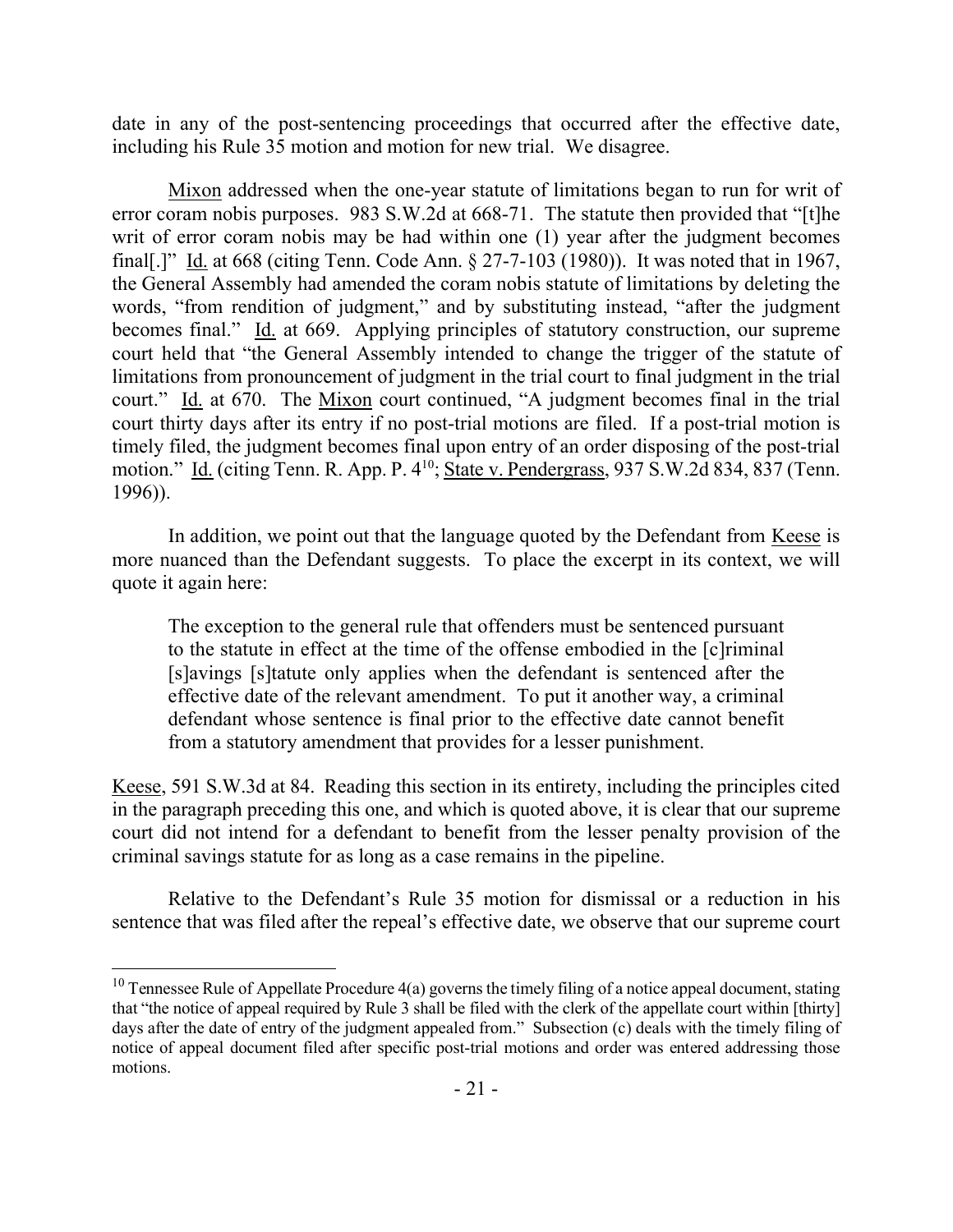date in any of the post-sentencing proceedings that occurred after the effective date, including his Rule 35 motion and motion for new trial. We disagree.

Mixon addressed when the one-year statute of limitations began to run for writ of error coram nobis purposes. 983 S.W.2d at 668-71. The statute then provided that "[t]he writ of error coram nobis may be had within one (1) year after the judgment becomes final[.]" Id. at 668 (citing Tenn. Code Ann. § 27-7-103 (1980)). It was noted that in 1967, the General Assembly had amended the coram nobis statute of limitations by deleting the words, "from rendition of judgment," and by substituting instead, "after the judgment becomes final." Id. at 669. Applying principles of statutory construction, our supreme court held that "the General Assembly intended to change the trigger of the statute of limitations from pronouncement of judgment in the trial court to final judgment in the trial court." Id. at 670. The Mixon court continued, "A judgment becomes final in the trial court thirty days after its entry if no post-trial motions are filed. If a post-trial motion is timely filed, the judgment becomes final upon entry of an order disposing of the post-trial motion." Id. (citing Tenn. R. App. P. 4[10]; State v. Pendergrass, 937 S.W.2d 834, 837 (Tenn. 1996)).

In addition, we point out that the language quoted by the Defendant from Keese is more nuanced than the Defendant suggests. To place the excerpt in its context, we will quote it again here:

> The exception to the general rule that offenders must be sentenced pursuant to the statute in effect at the time of the offense embodied in the [c]riminal [s]avings [s]tatute only applies when the defendant is sentenced after the effective date of the relevant amendment. To put it another way, a criminal defendant whose sentence is final prior to the effective date cannot benefit from a statutory amendment that provides for a lesser punishment.

Keese, 591 S.W.3d at 84. Reading this section in its entirety, including the principles cited in the paragraph preceding this one, and which is quoted above, it is clear that our supreme court did not intend for a defendant to benefit from the lesser penalty provision of the criminal savings statute for as long as a case remains in the pipeline.

Relative to the Defendant's Rule 35 motion for dismissal or a reduction in his sentence that was filed after the repeal's effective date, we observe that our supreme court

---

[10] Tennessee Rule of Appellate Procedure 4(a) governs the timely filing of a notice appeal document, stating that "the notice of appeal required by Rule 3 shall be filed with the clerk of the appellate court within [thirty] days after the date of entry of the judgment appealed from." Subsection (c) deals with the timely filing of notice of appeal document filed after specific post-trial motions and order was entered addressing those motions.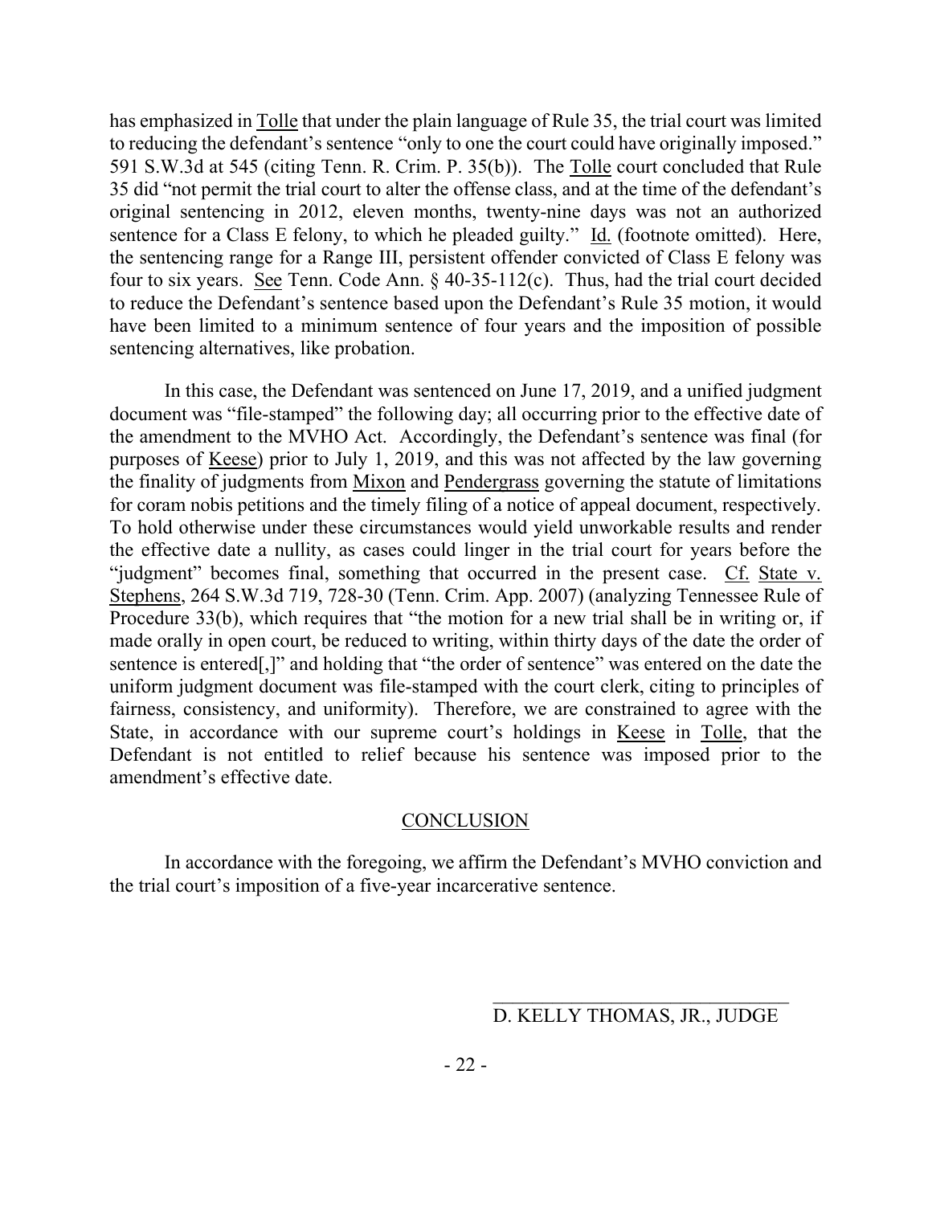has emphasized in Tolle that under the plain language of Rule 35, the trial court was limited to reducing the defendant's sentence "only to one the court could have originally imposed." 591 S.W.3d at 545 (citing Tenn. R. Crim. P. 35(b)). The Tolle court concluded that Rule 35 did "not permit the trial court to alter the offense class, and at the time of the defendant's original sentencing in 2012, eleven months, twenty-nine days was not an authorized sentence for a Class E felony, to which he pleaded guilty." Id. (footnote omitted). Here, the sentencing range for a Range III, persistent offender convicted of Class E felony was four to six years. See Tenn. Code Ann. § 40-35-112(c). Thus, had the trial court decided to reduce the Defendant's sentence based upon the Defendant's Rule 35 motion, it would have been limited to a minimum sentence of four years and the imposition of possible sentencing alternatives, like probation.

In this case, the Defendant was sentenced on June 17, 2019, and a unified judgment document was "file-stamped" the following day; all occurring prior to the effective date of the amendment to the MVHO Act. Accordingly, the Defendant's sentence was final (for purposes of Keese) prior to July 1, 2019, and this was not affected by the law governing the finality of judgments from Mixon and Pendergrass governing the statute of limitations for coram nobis petitions and the timely filing of a notice of appeal document, respectively. To hold otherwise under these circumstances would yield unworkable results and render the effective date a nullity, as cases could linger in the trial court for years before the "judgment" becomes final, something that occurred in the present case. Cf. State v. Stephens, 264 S.W.3d 719, 728-30 (Tenn. Crim. App. 2007) (analyzing Tennessee Rule of Procedure 33(b), which requires that "the motion for a new trial shall be in writing or, if made orally in open court, be reduced to writing, within thirty days of the date the order of sentence is entered[,]" and holding that "the order of sentence" was entered on the date the uniform judgment document was file-stamped with the court clerk, citing to principles of fairness, consistency, and uniformity). Therefore, we are constrained to agree with the State, in accordance with our supreme court's holdings in Keese in Tolle, that the Defendant is not entitled to relief because his sentence was imposed prior to the amendment's effective date.

## CONCLUSION

In accordance with the foregoing, we affirm the Defendant's MVHO conviction and the trial court's imposition of a five-year incarcerative sentence.

D. KELLY THOMAS, JR., JUDGE